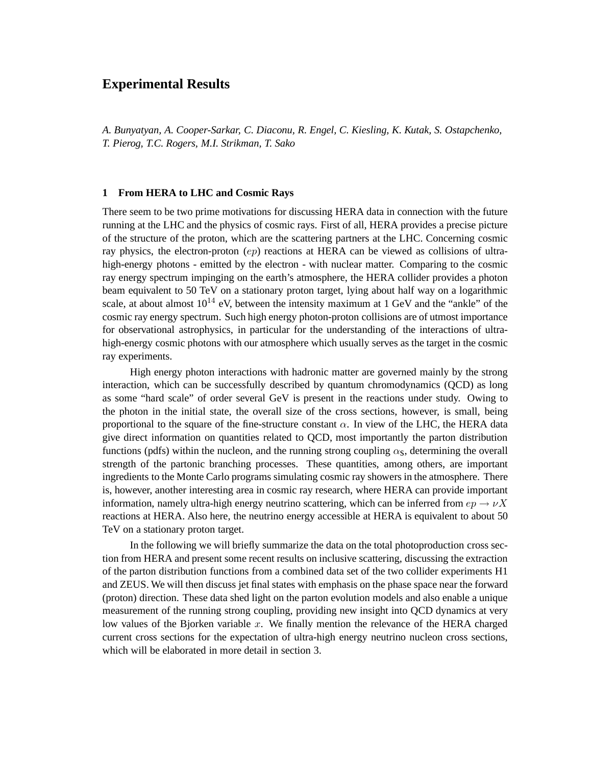# Experimental Results

*A. Bunyatyan, A. Cooper-Sarkar, C. Diaconu, R. Engel, C. Kiesling, K. Kutak, S. Ostapchenko, T. Pierog, T.C. Rogers, M.I. Strikman, T. Sako*

## 1 From HERA to LHC and Cosmic Rays

There seem to be two prime motivations for discussing HERA data in connection with the future running at the LHC and the physics of cosmic rays. First of all, HERA provides a precise picture of the structure of the proton, which are the scattering partners at the LHC. Concerning cosmic ray physics, the electron-proton ($ep$) reactions at HERA can be viewed as collisions of ultra-high-energy photons - emitted by the electron - with nuclear matter. Comparing to the cosmic ray energy spectrum impinging on the earth's atmosphere, the HERA collider provides a photon beam equivalent to 50 TeV on a stationary proton target, lying about half way on a logarithmic scale, at about almost $10^{14}$ eV, between the intensity maximum at 1 GeV and the "ankle" of the cosmic ray energy spectrum. Such high energy photon-proton collisions are of utmost importance for observational astrophysics, in particular for the understanding of the interactions of ultra-high-energy cosmic photons with our atmosphere which usually serves as the target in the cosmic ray experiments.

High energy photon interactions with hadronic matter are governed mainly by the strong interaction, which can be successfully described by quantum chromodynamics (QCD) as long as some "hard scale" of order several GeV is present in the reactions under study. Owing to the photon in the initial state, the overall size of the cross sections, however, is small, being proportional to the square of the fine-structure constant $\alpha$. In view of the LHC, the HERA data give direct information on quantities related to QCD, most importantly the parton distribution functions (pdfs) within the nucleon, and the running strong coupling $\alpha_S$, determining the overall strength of the partonic branching processes. These quantities, among others, are important ingredients to the Monte Carlo programs simulating cosmic ray showers in the atmosphere. There is, however, another interesting area in cosmic ray research, where HERA can provide important information, namely ultra-high energy neutrino scattering, which can be inferred from $ep \rightarrow \nu X$ reactions at HERA. Also here, the neutrino energy accessible at HERA is equivalent to about 50 TeV on a stationary proton target.

In the following we will briefly summarize the data on the total photoproduction cross section from HERA and present some recent results on inclusive scattering, discussing the extraction of the parton distribution functions from a combined data set of the two collider experiments H1 and ZEUS. We will then discuss jet final states with emphasis on the phase space near the forward (proton) direction. These data shed light on the parton evolution models and also enable a unique measurement of the running strong coupling, providing new insight into QCD dynamics at very low values of the Bjorken variable $x$. We finally mention the relevance of the HERA charged current cross sections for the expectation of ultra-high energy neutrino nucleon cross sections, which will be elaborated in more detail in section 3.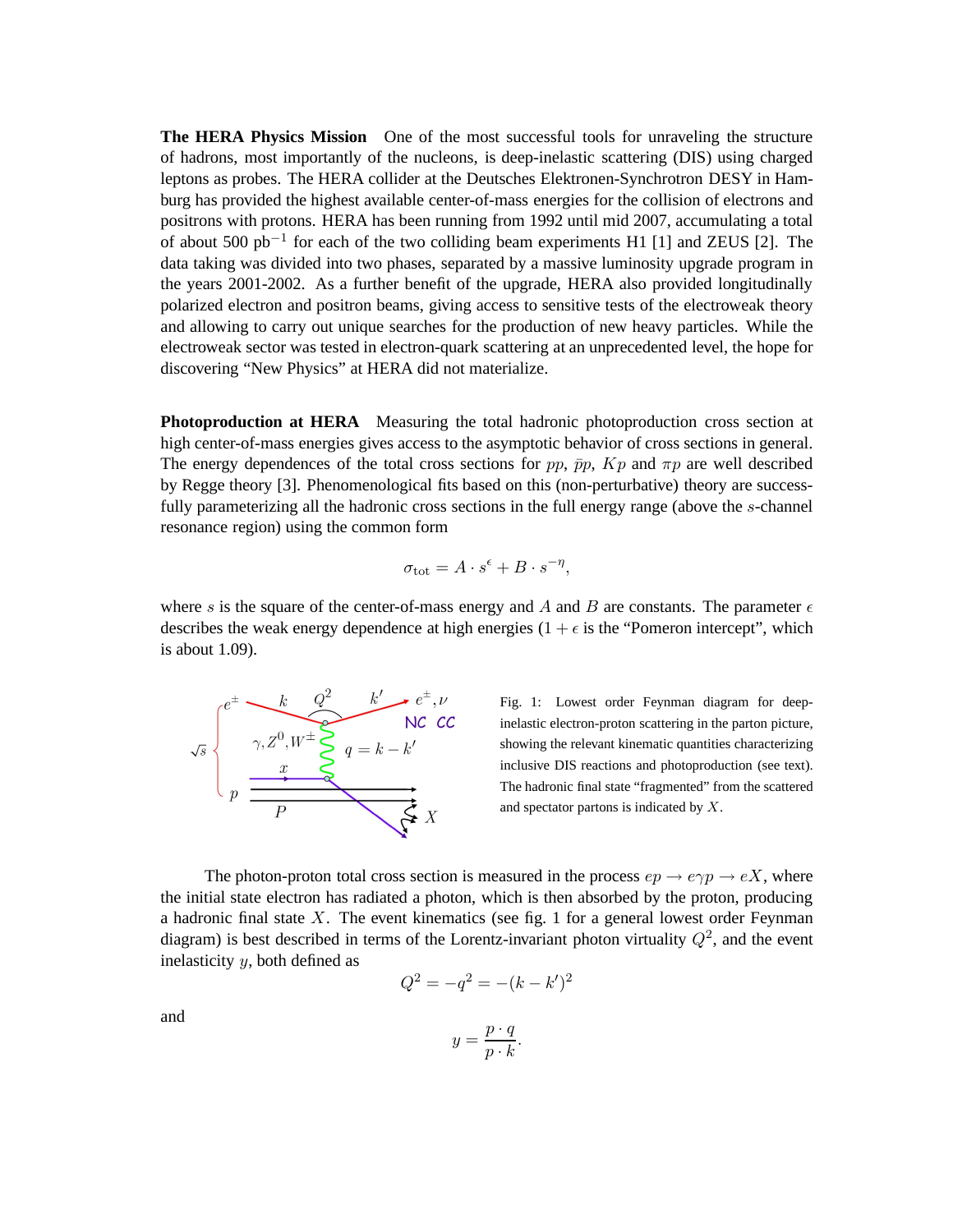**The HERA Physics Mission** One of the most successful tools for unraveling the structure of hadrons, most importantly of the nucleons, is deep-inelastic scattering (DIS) using charged leptons as probes. The HERA collider at the Deutsches Elektronen-Synchrotron DESY in Hamburg has provided the highest available center-of-mass energies for the collision of electrons and positrons with protons. HERA has been running from 1992 until mid 2007, accumulating a total of about 500 $\mathrm{pb}^{-1}$ for each of the two colliding beam experiments H1 [1] and ZEUS [2]. The data taking was divided into two phases, separated by a massive luminosity upgrade program in the years 2001-2002. As a further benefit of the upgrade, HERA also provided longitudinally polarized electron and positron beams, giving access to sensitive tests of the electroweak theory and allowing to carry out unique searches for the production of new heavy particles. While the electroweak sector was tested in electron-quark scattering at an unprecedented level, the hope for discovering "New Physics" at HERA did not materialize.

**Photoproduction at HERA** Measuring the total hadronic photoproduction cross section at high center-of-mass energies gives access to the asymptotic behavior of cross sections in general. The energy dependences of the total cross sections for $pp$, $\bar{p}p$, $Kp$ and $\pi p$ are well described by Regge theory [3]. Phenomenological fits based on this (non-perturbative) theory are successfully parameterizing all the hadronic cross sections in the full energy range (above the $s$-channel resonance region) using the common form

$$\sigma_{\mathrm{tot}} = A \cdot s^{\epsilon} + B \cdot s^{-\eta},$$

where $s$ is the square of the center-of-mass energy and $A$ and $B$ are constants. The parameter $\epsilon$ describes the weak energy dependence at high energies ($1+\epsilon$ is the "Pomeron intercept", which is about 1.09).

Fig. 1: Lowest order Feynman diagram for deep-inelastic electron-proton scattering in the parton picture, showing the relevant kinematic quantities characterizing inclusive DIS reactions and photoproduction (see text). The hadronic final state "fragmented" from the scattered and spectator partons is indicated by $X$.

The photon-proton total cross section is measured in the process $ep \to e\gamma p \to eX$, where the initial state electron has radiated a photon, which is then absorbed by the proton, producing a hadronic final state $X$. The event kinematics (see fig. 1 for a general lowest order Feynman diagram) is best described in terms of the Lorentz-invariant photon virtuality $Q^2$, and the event inelasticity $y$, both defined as

$$Q^2 = -q^2 = -(k - k')^2$$

and

$$y = \frac{p \cdot q}{p \cdot k}.$$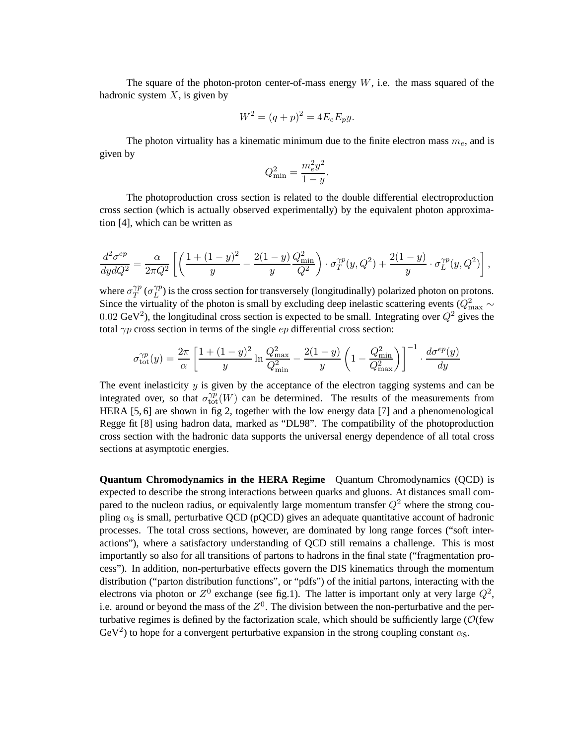The square of the photon-proton center-of-mass energy $W$, i.e. the mass squared of the hadronic system $X$, is given by

$$W^2 = (q + p)^2 = 4E_e E_p y.$$

The photon virtuality has a kinematic minimum due to the finite electron mass $m_e$, and is given by

$$Q^2_{\min} = \frac{m_e^2 y^2}{1 - y}.$$

The photoproduction cross section is related to the double differential electroproduction cross section (which is actually observed experimentally) by the equivalent photon approximation [4], which can be written as

$$\frac{d^2\sigma^{ep}}{dydQ^2} = \frac{\alpha}{2\pi Q^2}\left[\left(\frac{1+(1-y)^2}{y} - \frac{2(1-y)}{y}\frac{Q^2_{\min}}{Q^2}\right)\cdot \sigma_T^{\gamma p}(y, Q^2) + \frac{2(1-y)}{y}\cdot \sigma_L^{\gamma p}(y, Q^2)\right],$$

where $\sigma_T^{\gamma p}$ ($\sigma_L^{\gamma p}$) is the cross section for transversely (longitudinally) polarized photon on protons. Since the virtuality of the photon is small by excluding deep inelastic scattering events ($Q^2_{\max} \sim 0.02$ GeV$^2$), the longitudinal cross section is expected to be small. Integrating over $Q^2$ gives the total $\gamma p$ cross section in terms of the single $ep$ differential cross section:

$$\sigma_{\rm tot}^{\gamma p}(y) = \frac{2\pi}{\alpha}\left[\frac{1+(1-y)^2}{y}\ln\frac{Q^2_{\max}}{Q^2_{\min}} - \frac{2(1-y)}{y}\left(1 - \frac{Q^2_{\min}}{Q^2_{\max}}\right)\right]^{-1}\cdot\frac{d\sigma^{ep}(y)}{dy}$$

The event inelasticity $y$ is given by the acceptance of the electron tagging systems and can be integrated over, so that $\sigma_{\rm tot}^{\gamma p}(W)$ can be determined. The results of the measurements from HERA [5, 6] are shown in fig 2, together with the low energy data [7] and a phenomenological Regge fit [8] using hadron data, marked as "DL98". The compatibility of the photoproduction cross section with the hadronic data supports the universal energy dependence of all total cross sections at asymptotic energies.

**Quantum Chromodynamics in the HERA Regime** Quantum Chromodynamics (QCD) is expected to describe the strong interactions between quarks and gluons. At distances small compared to the nucleon radius, or equivalently large momentum transfer $Q^2$ where the strong coupling $\alpha_{\rm S}$ is small, perturbative QCD (pQCD) gives an adequate quantitative account of hadronic processes. The total cross sections, however, are dominated by long range forces ("soft interactions"), where a satisfactory understanding of QCD still remains a challenge. This is most importantly so also for all transitions of partons to hadrons in the final state ("fragmentation process"). In addition, non-perturbative effects govern the DIS kinematics through the momentum distribution ("parton distribution functions", or "pdfs") of the initial partons, interacting with the electrons via photon or $Z^0$ exchange (see fig.1). The latter is important only at very large $Q^2$, i.e. around or beyond the mass of the $Z^0$. The division between the non-perturbative and the perturbative regimes is defined by the factorization scale, which should be sufficiently large ($\mathcal{O}$(few GeV$^2$) to hope for a convergent perturbative expansion in the strong coupling constant $\alpha_{\rm S}$.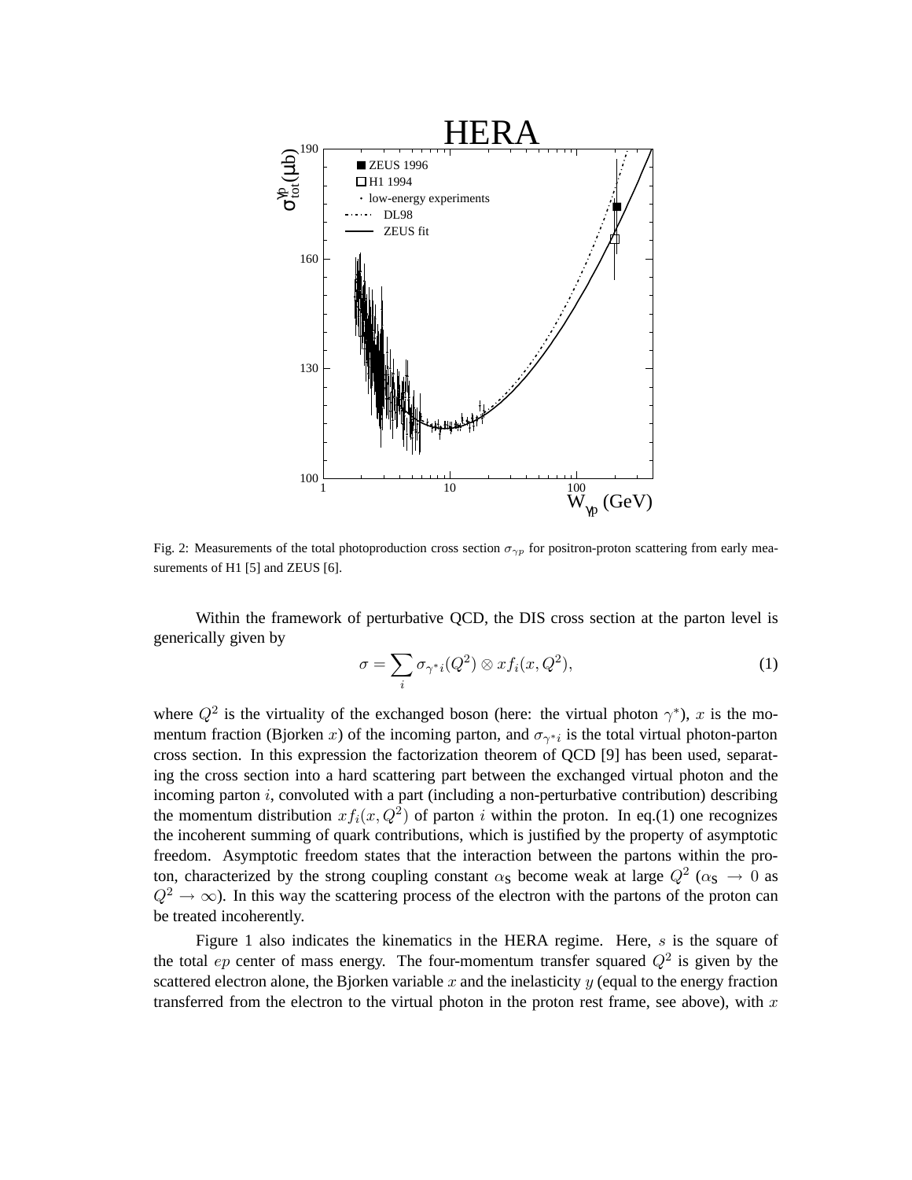Fig. 2: Measurements of the total photoproduction cross section $\sigma_{\gamma p}$ for positron-proton scattering from early measurements of H1 [5] and ZEUS [6].

Within the framework of perturbative QCD, the DIS cross section at the parton level is generically given by

$$\sigma = \sum_i \sigma_{\gamma^* i}(Q^2) \otimes x f_i(x, Q^2), \tag{1}$$

where $Q^2$ is the virtuality of the exchanged boson (here: the virtual photon $\gamma^*$), $x$ is the momentum fraction (Bjorken $x$) of the incoming parton, and $\sigma_{\gamma^* i}$ is the total virtual photon-parton cross section. In this expression the factorization theorem of QCD [9] has been used, separating the cross section into a hard scattering part between the exchanged virtual photon and the incoming parton $i$, convoluted with a part (including a non-perturbative contribution) describing the momentum distribution $xf_i(x, Q^2)$ of parton $i$ within the proton. In eq.(1) one recognizes the incoherent summing of quark contributions, which is justified by the property of asymptotic freedom. Asymptotic freedom states that the interaction between the partons within the proton, characterized by the strong coupling constant $\alpha_S$ become weak at large $Q^2$ ($\alpha_S \rightarrow 0$ as $Q^2 \rightarrow \infty$). In this way the scattering process of the electron with the partons of the proton can be treated incoherently.

Figure 1 also indicates the kinematics in the HERA regime. Here, $s$ is the square of the total $ep$ center of mass energy. The four-momentum transfer squared $Q^2$ is given by the scattered electron alone, the Bjorken variable $x$ and the inelasticity $y$ (equal to the energy fraction transferred from the electron to the virtual photon in the proton rest frame, see above), with $x$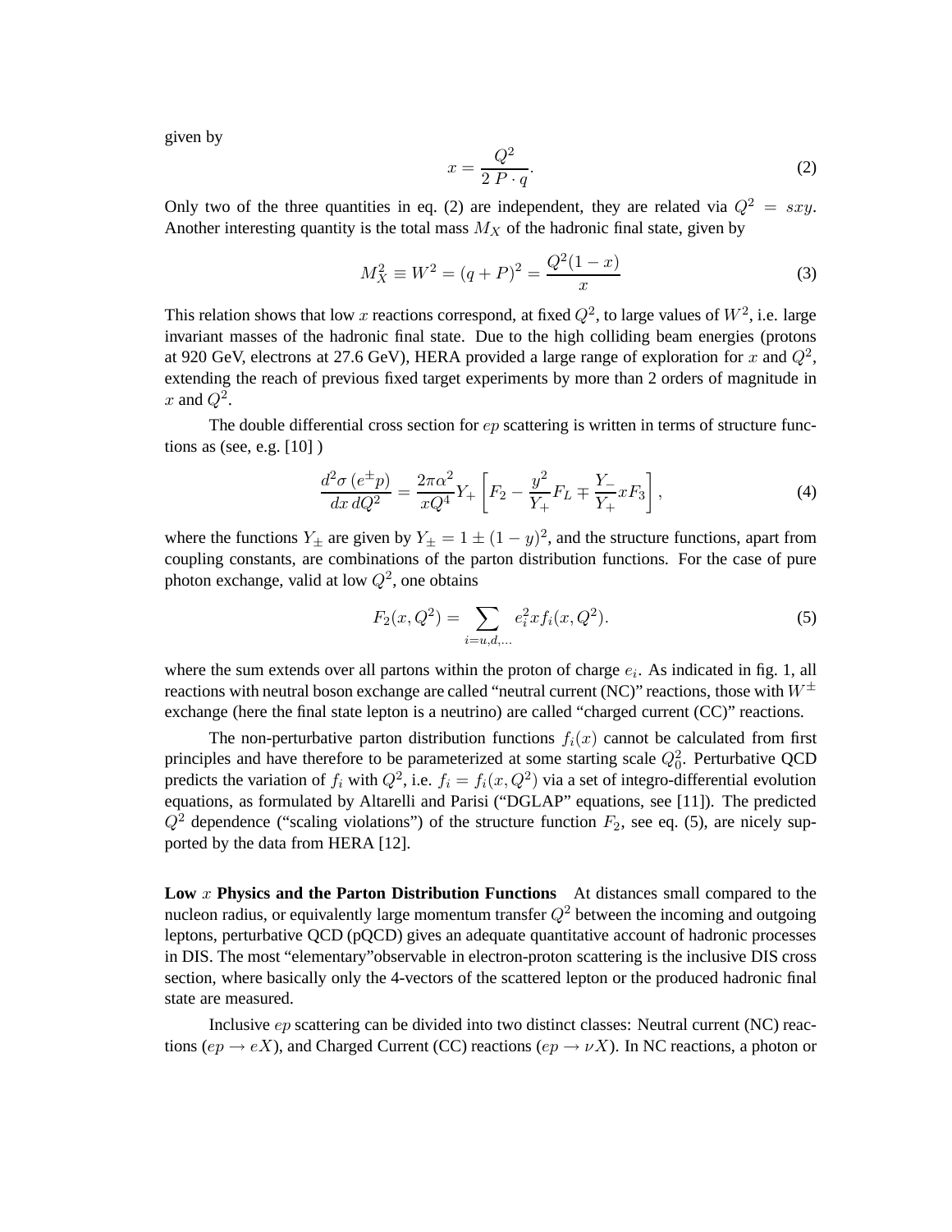given by

$$x = \frac{Q^2}{2\, P \cdot q}. \tag{2}$$

Only two of the three quantities in eq. (2) are independent, they are related via $Q^2 = sxy$. Another interesting quantity is the total mass $M_X$ of the hadronic final state, given by

$$M_X^2 \equiv W^2 = (q + P)^2 = \frac{Q^2(1-x)}{x} \tag{3}$$

This relation shows that low $x$ reactions correspond, at fixed $Q^2$, to large values of $W^2$, i.e. large invariant masses of the hadronic final state. Due to the high colliding beam energies (protons at 920 GeV, electrons at 27.6 GeV), HERA provided a large range of exploration for $x$ and $Q^2$, extending the reach of previous fixed target experiments by more than 2 orders of magnitude in $x$ and $Q^2$.

The double differential cross section for $ep$ scattering is written in terms of structure functions as (see, e.g. [10] )

$$\frac{d^2\sigma\,(e^{\pm}p)}{dx\, dQ^2} = \frac{2\pi\alpha^2}{xQ^4} Y_+ \left[ F_2 - \frac{y^2}{Y_+} F_L \mp \frac{Y_-}{Y_+} x F_3 \right], \tag{4}$$

where the functions $Y_{\pm}$ are given by $Y_{\pm} = 1 \pm (1-y)^2$, and the structure functions, apart from coupling constants, are combinations of the parton distribution functions. For the case of pure photon exchange, valid at low $Q^2$, one obtains

$$F_2(x, Q^2) = \sum_{i=u,d,\ldots} e_i^2 x f_i(x, Q^2). \tag{5}$$

where the sum extends over all partons within the proton of charge $e_i$. As indicated in fig. 1, all reactions with neutral boson exchange are called "neutral current (NC)" reactions, those with $W^{\pm}$ exchange (here the final state lepton is a neutrino) are called "charged current (CC)" reactions.

The non-perturbative parton distribution functions $f_i(x)$ cannot be calculated from first principles and have therefore to be parameterized at some starting scale $Q_0^2$. Perturbative QCD predicts the variation of $f_i$ with $Q^2$, i.e. $f_i = f_i(x, Q^2)$ via a set of integro-differential evolution equations, as formulated by Altarelli and Parisi ("DGLAP" equations, see [11]). The predicted $Q^2$ dependence ("scaling violations") of the structure function $F_2$, see eq. (5), are nicely supported by the data from HERA [12].

**Low $x$ Physics and the Parton Distribution Functions** At distances small compared to the nucleon radius, or equivalently large momentum transfer $Q^2$ between the incoming and outgoing leptons, perturbative QCD (pQCD) gives an adequate quantitative account of hadronic processes in DIS. The most "elementary"observable in electron-proton scattering is the inclusive DIS cross section, where basically only the 4-vectors of the scattered lepton or the produced hadronic final state are measured.

Inclusive $ep$ scattering can be divided into two distinct classes: Neutral current (NC) reactions ($ep \to eX$), and Charged Current (CC) reactions ($ep \to \nu X$). In NC reactions, a photon or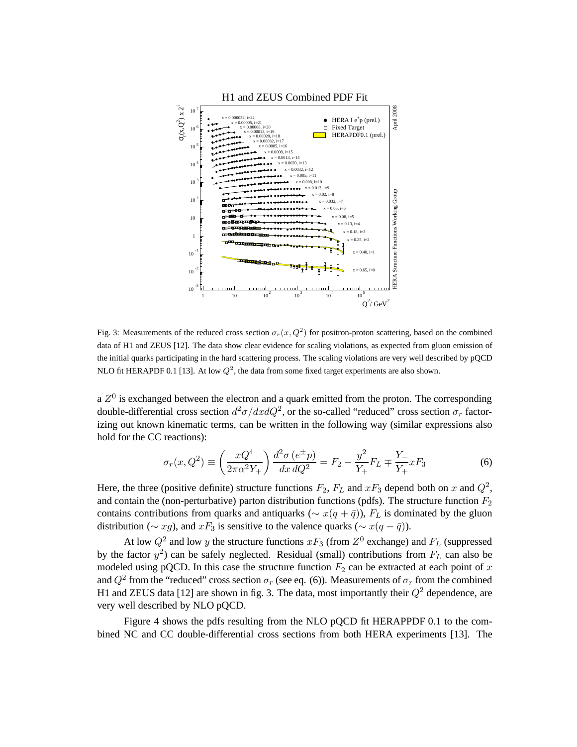Fig. 3: Measurements of the reduced cross section $\sigma_r(x, Q^2)$ for positron-proton scattering, based on the combined data of H1 and ZEUS [12]. The data show clear evidence for scaling violations, as expected from gluon emission of the initial quarks participating in the hard scattering process. The scaling violations are very well described by pQCD NLO fit HERAPDF 0.1 [13]. At low $Q^2$, the data from some fixed target experiments are also shown.

a $Z^0$ is exchanged between the electron and a quark emitted from the proton. The corresponding double-differential cross section $d^2\sigma/dxdQ^2$, or the so-called "reduced" cross section $\sigma_r$ factorizing out known kinematic terms, can be written in the following way (similar expressions also hold for the CC reactions):

$$\sigma_r(x, Q^2) \equiv \left(\frac{xQ^4}{2\pi\alpha^2 Y_+}\right) \frac{d^2\sigma\,(e^\pm p)}{dx\,dQ^2} = F_2 - \frac{y^2}{Y_+} F_L \mp \frac{Y_-}{Y_+} xF_3 \tag{6}$$

Here, the three (positive definite) structure functions $F_2$, $F_L$ and $xF_3$ depend both on $x$ and $Q^2$, and contain the (non-perturbative) parton distribution functions (pdfs). The structure function $F_2$ contains contributions from quarks and antiquarks ($\sim x(q + \bar{q})$), $F_L$ is dominated by the gluon distribution ($\sim xg$), and $xF_3$ is sensitive to the valence quarks ($\sim x(q - \bar{q})$).

At low $Q^2$ and low $y$ the structure functions $xF_3$ (from $Z^0$ exchange) and $F_L$ (suppressed by the factor $y^2$) can be safely neglected. Residual (small) contributions from $F_L$ can also be modeled using pQCD. In this case the structure function $F_2$ can be extracted at each point of $x$ and $Q^2$ from the "reduced" cross section $\sigma_r$ (see eq. (6)). Measurements of $\sigma_r$ from the combined H1 and ZEUS data [12] are shown in fig. 3. The data, most importantly their $Q^2$ dependence, are very well described by NLO pQCD.

Figure 4 shows the pdfs resulting from the NLO pQCD fit HERAPPDF 0.1 to the combined NC and CC double-differential cross sections from both HERA experiments [13]. The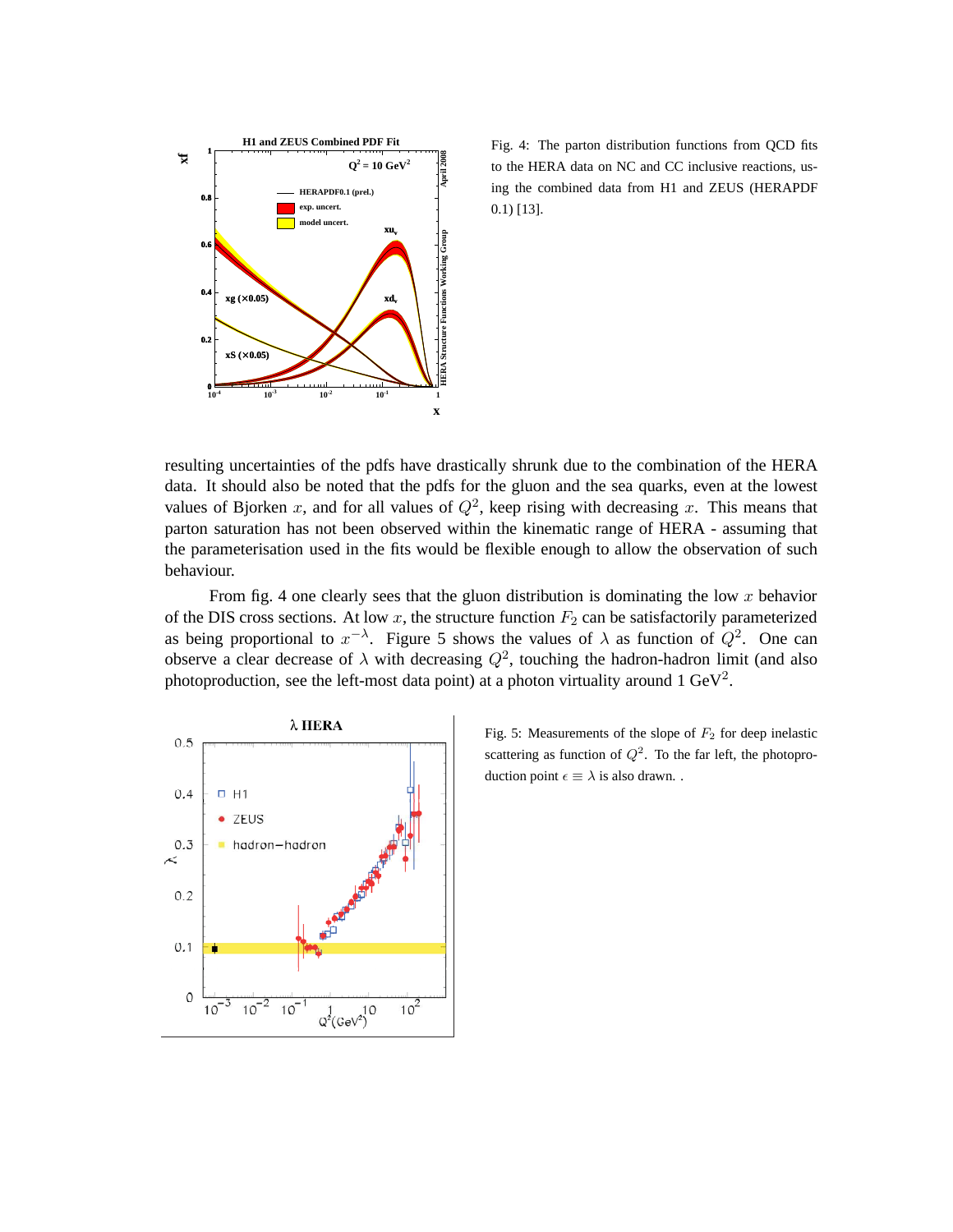Fig. 4: The parton distribution functions from QCD fits to the HERA data on NC and CC inclusive reactions, using the combined data from H1 and ZEUS (HERAPDF 0.1) [13].

resulting uncertainties of the pdfs have drastically shrunk due to the combination of the HERA data. It should also be noted that the pdfs for the gluon and the sea quarks, even at the lowest values of Bjorken $x$, and for all values of $Q^2$, keep rising with decreasing $x$. This means that parton saturation has not been observed within the kinematic range of HERA - assuming that the parameterisation used in the fits would be flexible enough to allow the observation of such behaviour.

From fig. 4 one clearly sees that the gluon distribution is dominating the low $x$ behavior of the DIS cross sections. At low $x$, the structure function $F_2$ can be satisfactorily parameterized as being proportional to $x^{-\lambda}$. Figure 5 shows the values of $\lambda$ as function of $Q^2$. One can observe a clear decrease of $\lambda$ with decreasing $Q^2$, touching the hadron-hadron limit (and also photoproduction, see the left-most data point) at a photon virtuality around 1 GeV$^2$.

Fig. 5: Measurements of the slope of $F_2$ for deep inelastic scattering as function of $Q^2$. To the far left, the photoproduction point $\epsilon \equiv \lambda$ is also drawn. .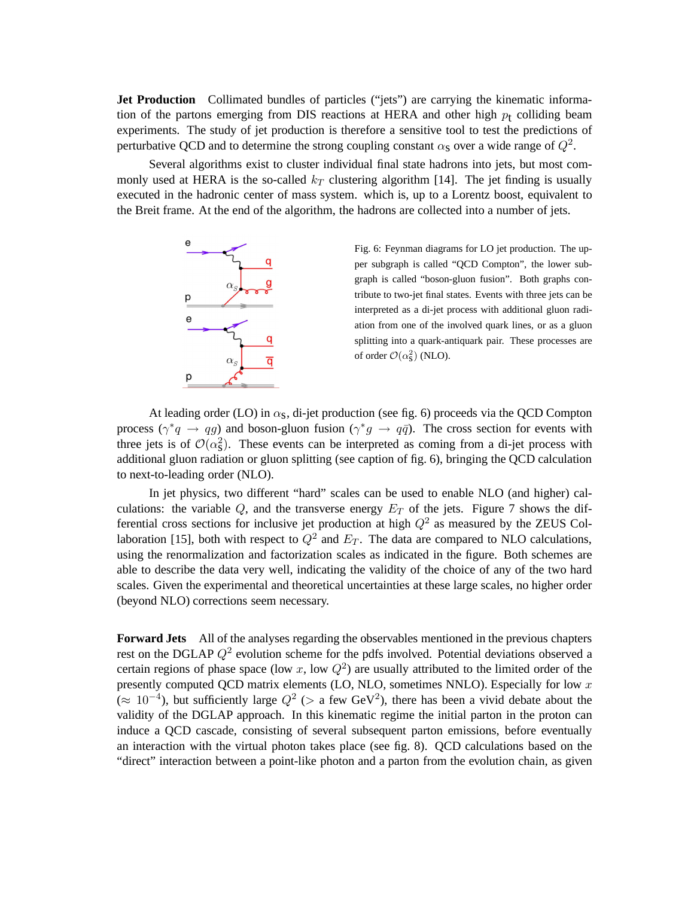**Jet Production** Collimated bundles of particles (“jets”) are carrying the kinematic information of the partons emerging from DIS reactions at HERA and other high $p_{\mathrm{t}}$ colliding beam experiments. The study of jet production is therefore a sensitive tool to test the predictions of perturbative QCD and to determine the strong coupling constant $\alpha_{\mathrm{S}}$ over a wide range of $Q^2$.

Several algorithms exist to cluster individual final state hadrons into jets, but most commonly used at HERA is the so-called $k_T$ clustering algorithm [14]. The jet finding is usually executed in the hadronic center of mass system. which is, up to a Lorentz boost, equivalent to the Breit frame. At the end of the algorithm, the hadrons are collected into a number of jets.

Fig. 6: Feynman diagrams for LO jet production. The upper subgraph is called “QCD Compton”, the lower subgraph is called “boson-gluon fusion”. Both graphs contribute to two-jet final states. Events with three jets can be interpreted as a di-jet process with additional gluon radiation from one of the involved quark lines, or as a gluon splitting into a quark-antiquark pair. These processes are of order $\mathcal{O}(\alpha_{\mathrm{S}}^2)$ (NLO).

At leading order (LO) in $\alpha_{\mathrm{S}}$, di-jet production (see fig. 6) proceeds via the QCD Compton process ($\gamma^* q \to qg$) and boson-gluon fusion ($\gamma^* g \to q\bar{q}$). The cross section for events with three jets is of $\mathcal{O}(\alpha_{\mathrm{S}}^2)$. These events can be interpreted as coming from a di-jet process with additional gluon radiation or gluon splitting (see caption of fig. 6), bringing the QCD calculation to next-to-leading order (NLO).

In jet physics, two different “hard” scales can be used to enable NLO (and higher) calculations: the variable $Q$, and the transverse energy $E_T$ of the jets. Figure 7 shows the differential cross sections for inclusive jet production at high $Q^2$ as measured by the ZEUS Collaboration [15], both with respect to $Q^2$ and $E_T$. The data are compared to NLO calculations, using the renormalization and factorization scales as indicated in the figure. Both schemes are able to describe the data very well, indicating the validity of the choice of any of the two hard scales. Given the experimental and theoretical uncertainties at these large scales, no higher order (beyond NLO) corrections seem necessary.

**Forward Jets** All of the analyses regarding the observables mentioned in the previous chapters rest on the DGLAP $Q^2$ evolution scheme for the pdfs involved. Potential deviations observed a certain regions of phase space (low $x$, low $Q^2$) are usually attributed to the limited order of the presently computed QCD matrix elements (LO, NLO, sometimes NNLO). Especially for low $x$ ($\approx 10^{-4}$), but sufficiently large $Q^2$ ($>$ a few $\mathrm{GeV}^2$), there has been a vivid debate about the validity of the DGLAP approach. In this kinematic regime the initial parton in the proton can induce a QCD cascade, consisting of several subsequent parton emissions, before eventually an interaction with the virtual photon takes place (see fig. 8). QCD calculations based on the “direct” interaction between a point-like photon and a parton from the evolution chain, as given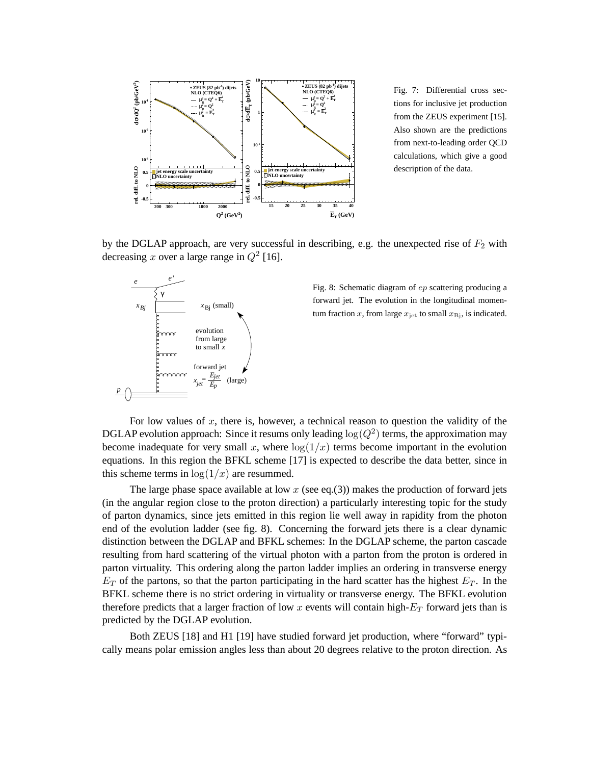Fig. 7: Differential cross sections for inclusive jet production from the ZEUS experiment [15]. Also shown are the predictions from next-to-leading order QCD calculations, which give a good description of the data.

by the DGLAP approach, are very successful in describing, e.g. the unexpected rise of $F_2$ with decreasing $x$ over a large range in $Q^2$ [16].

Fig. 8: Schematic diagram of $ep$ scattering producing a forward jet. The evolution in the longitudinal momentum fraction $x$, from large $x_{\rm jet}$ to small $x_{\rm Bj}$, is indicated.

For low values of $x$, there is, however, a technical reason to question the validity of the DGLAP evolution approach: Since it resums only leading $\log(Q^2)$ terms, the approximation may become inadequate for very small $x$, where $\log(1/x)$ terms become important in the evolution equations. In this region the BFKL scheme [17] is expected to describe the data better, since in this scheme terms in $\log(1/x)$ are resummed.

The large phase space available at low $x$ (see eq.(3)) makes the production of forward jets (in the angular region close to the proton direction) a particularly interesting topic for the study of parton dynamics, since jets emitted in this region lie well away in rapidity from the photon end of the evolution ladder (see fig. 8). Concerning the forward jets there is a clear dynamic distinction between the DGLAP and BFKL schemes: In the DGLAP scheme, the parton cascade resulting from hard scattering of the virtual photon with a parton from the proton is ordered in parton virtuality. This ordering along the parton ladder implies an ordering in transverse energy $E_T$ of the partons, so that the parton participating in the hard scatter has the highest $E_T$. In the BFKL scheme there is no strict ordering in virtuality or transverse energy. The BFKL evolution therefore predicts that a larger fraction of low $x$ events will contain high-$E_T$ forward jets than is predicted by the DGLAP evolution.

Both ZEUS [18] and H1 [19] have studied forward jet production, where "forward" typically means polar emission angles less than about 20 degrees relative to the proton direction. As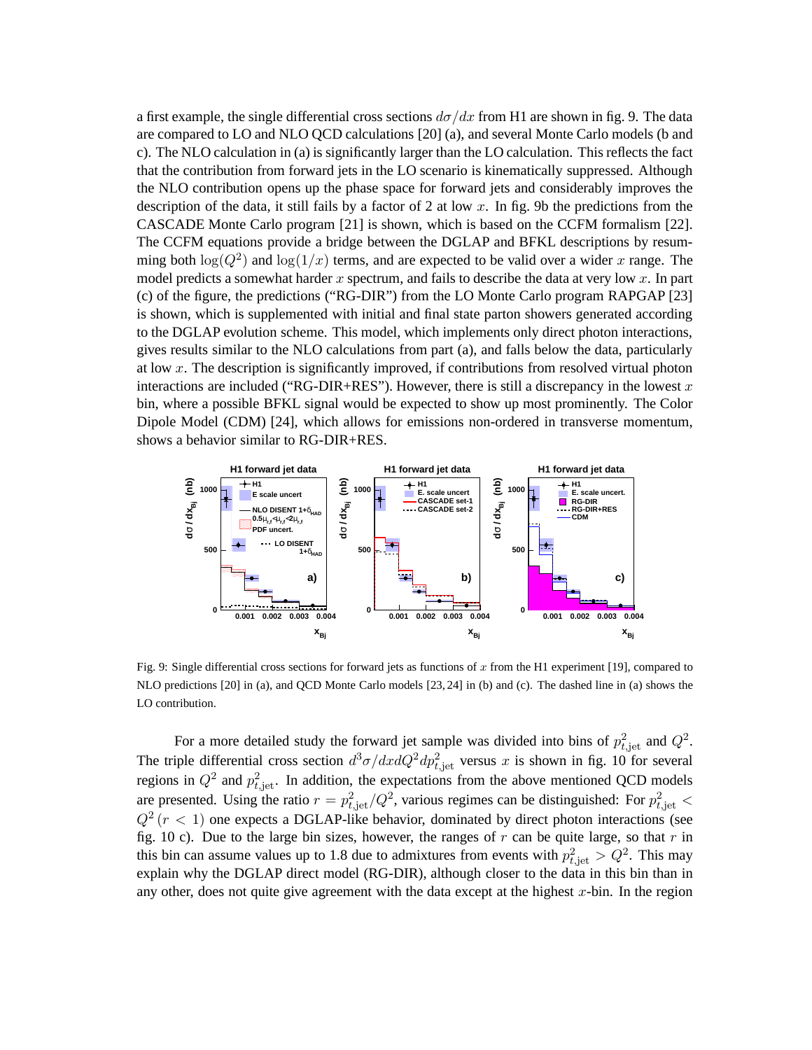a first example, the single differential cross sections $d\sigma/dx$ from H1 are shown in fig. 9. The data are compared to LO and NLO QCD calculations [20] (a), and several Monte Carlo models (b and c). The NLO calculation in (a) is significantly larger than the LO calculation. This reflects the fact that the contribution from forward jets in the LO scenario is kinematically suppressed. Although the NLO contribution opens up the phase space for forward jets and considerably improves the description of the data, it still fails by a factor of 2 at low $x$. In fig. 9b the predictions from the CASCADE Monte Carlo program [21] is shown, which is based on the CCFM formalism [22]. The CCFM equations provide a bridge between the DGLAP and BFKL descriptions by resumming both $\log(Q^2)$ and $\log(1/x)$ terms, and are expected to be valid over a wider $x$ range. The model predicts a somewhat harder $x$ spectrum, and fails to describe the data at very low $x$. In part (c) of the figure, the predictions ("RG-DIR") from the LO Monte Carlo program RAPGAP [23] is shown, which is supplemented with initial and final state parton showers generated according to the DGLAP evolution scheme. This model, which implements only direct photon interactions, gives results similar to the NLO calculations from part (a), and falls below the data, particularly at low $x$. The description is significantly improved, if contributions from resolved virtual photon interactions are included ("RG-DIR+RES"). However, there is still a discrepancy in the lowest $x$ bin, where a possible BFKL signal would be expected to show up most prominently. The Color Dipole Model (CDM) [24], which allows for emissions non-ordered in transverse momentum, shows a behavior similar to RG-DIR+RES.

Fig. 9: Single differential cross sections for forward jets as functions of $x$ from the H1 experiment [19], compared to NLO predictions [20] in (a), and QCD Monte Carlo models [23, 24] in (b) and (c). The dashed line in (a) shows the LO contribution.

For a more detailed study the forward jet sample was divided into bins of $p_{t,\text{jet}}^2$ and $Q^2$. The triple differential cross section $d^3\sigma/dxdQ^2dp_{t,\text{jet}}^2$ versus $x$ is shown in fig. 10 for several regions in $Q^2$ and $p_{t,\text{jet}}^2$. In addition, the expectations from the above mentioned QCD models are presented. Using the ratio $r = p_{t,\text{jet}}^2/Q^2$, various regimes can be distinguished: For $p_{t,\text{jet}}^2 < Q^2$ $(r < 1)$ one expects a DGLAP-like behavior, dominated by direct photon interactions (see fig. 10 c). Due to the large bin sizes, however, the ranges of $r$ can be quite large, so that $r$ in this bin can assume values up to 1.8 due to admixtures from events with $p_{t,\text{jet}}^2 > Q^2$. This may explain why the DGLAP direct model (RG-DIR), although closer to the data in this bin than in any other, does not quite give agreement with the data except at the highest $x$-bin. In the region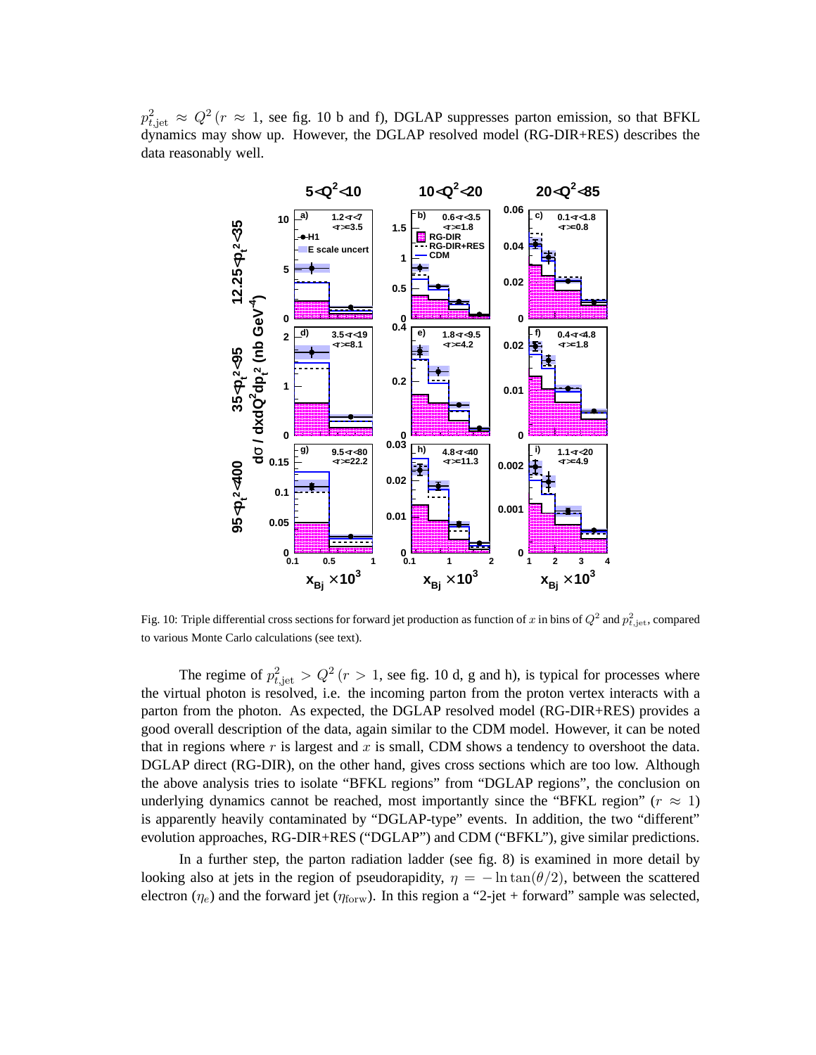$p_{t,\mathrm{jet}}^2 \approx Q^2$ ($r \approx 1$, see fig. 10 b and f), DGLAP suppresses parton emission, so that BFKL dynamics may show up. However, the DGLAP resolved model (RG-DIR+RES) describes the data reasonably well.

Fig. 10: Triple differential cross sections for forward jet production as function of $x$ in bins of $Q^2$ and $p_{t,\mathrm{jet}}^2$, compared to various Monte Carlo calculations (see text).

The regime of $p_{t,\mathrm{jet}}^2 > Q^2$ ($r > 1$, see fig. 10 d, g and h), is typical for processes where the virtual photon is resolved, i.e. the incoming parton from the proton vertex interacts with a parton from the photon. As expected, the DGLAP resolved model (RG-DIR+RES) provides a good overall description of the data, again similar to the CDM model. However, it can be noted that in regions where $r$ is largest and $x$ is small, CDM shows a tendency to overshoot the data. DGLAP direct (RG-DIR), on the other hand, gives cross sections which are too low. Although the above analysis tries to isolate "BFKL regions" from "DGLAP regions", the conclusion on underlying dynamics cannot be reached, most importantly since the "BFKL region" ($r \approx 1$) is apparently heavily contaminated by "DGLAP-type" events. In addition, the two "different" evolution approaches, RG-DIR+RES ("DGLAP") and CDM ("BFKL"), give similar predictions.

In a further step, the parton radiation ladder (see fig. 8) is examined in more detail by looking also at jets in the region of pseudorapidity, $\eta = -\ln\tan(\theta/2)$, between the scattered electron ($\eta_e$) and the forward jet ($\eta_{\mathrm{forw}}$). In this region a "2-jet + forward" sample was selected,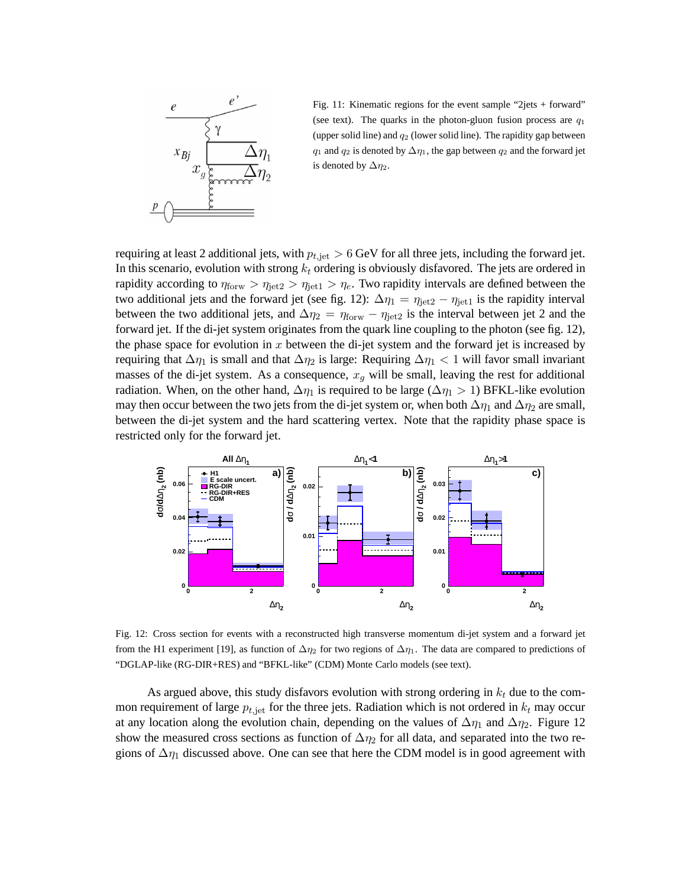Fig. 11: Kinematic regions for the event sample "2jets + forward" (see text). The quarks in the photon-gluon fusion process are $q_1$ (upper solid line) and $q_2$ (lower solid line). The rapidity gap between $q_1$ and $q_2$ is denoted by $\Delta\eta_1$, the gap between $q_2$ and the forward jet is denoted by $\Delta\eta_2$.

requiring at least 2 additional jets, with $p_{t,\mathrm{jet}} > 6$ GeV for all three jets, including the forward jet. In this scenario, evolution with strong $k_t$ ordering is obviously disfavored. The jets are ordered in rapidity according to $\eta_{\mathrm{forw}} > \eta_{\mathrm{jet2}} > \eta_{\mathrm{jet1}} > \eta_e$. Two rapidity intervals are defined between the two additional jets and the forward jet (see fig. 12): $\Delta\eta_1 = \eta_{\mathrm{jet2}} - \eta_{\mathrm{jet1}}$ is the rapidity interval between the two additional jets, and $\Delta\eta_2 = \eta_{\mathrm{forw}} - \eta_{\mathrm{jet2}}$ is the interval between jet 2 and the forward jet. If the di-jet system originates from the quark line coupling to the photon (see fig. 12), the phase space for evolution in $x$ between the di-jet system and the forward jet is increased by requiring that $\Delta\eta_1$ is small and that $\Delta\eta_2$ is large: Requiring $\Delta\eta_1 < 1$ will favor small invariant masses of the di-jet system. As a consequence, $x_g$ will be small, leaving the rest for additional radiation. When, on the other hand, $\Delta\eta_1$ is required to be large ($\Delta\eta_1 > 1$) BFKL-like evolution may then occur between the two jets from the di-jet system or, when both $\Delta\eta_1$ and $\Delta\eta_2$ are small, between the di-jet system and the hard scattering vertex. Note that the rapidity phase space is restricted only for the forward jet.

Fig. 12: Cross section for events with a reconstructed high transverse momentum di-jet system and a forward jet from the H1 experiment [19], as function of $\Delta\eta_2$ for two regions of $\Delta\eta_1$. The data are compared to predictions of "DGLAP-like (RG-DIR+RES) and "BFKL-like" (CDM) Monte Carlo models (see text).

As argued above, this study disfavors evolution with strong ordering in $k_t$ due to the common requirement of large $p_{t,\mathrm{jet}}$ for the three jets. Radiation which is not ordered in $k_t$ may occur at any location along the evolution chain, depending on the values of $\Delta\eta_1$ and $\Delta\eta_2$. Figure 12 show the measured cross sections as function of $\Delta\eta_2$ for all data, and separated into the two regions of $\Delta\eta_1$ discussed above. One can see that here the CDM model is in good agreement with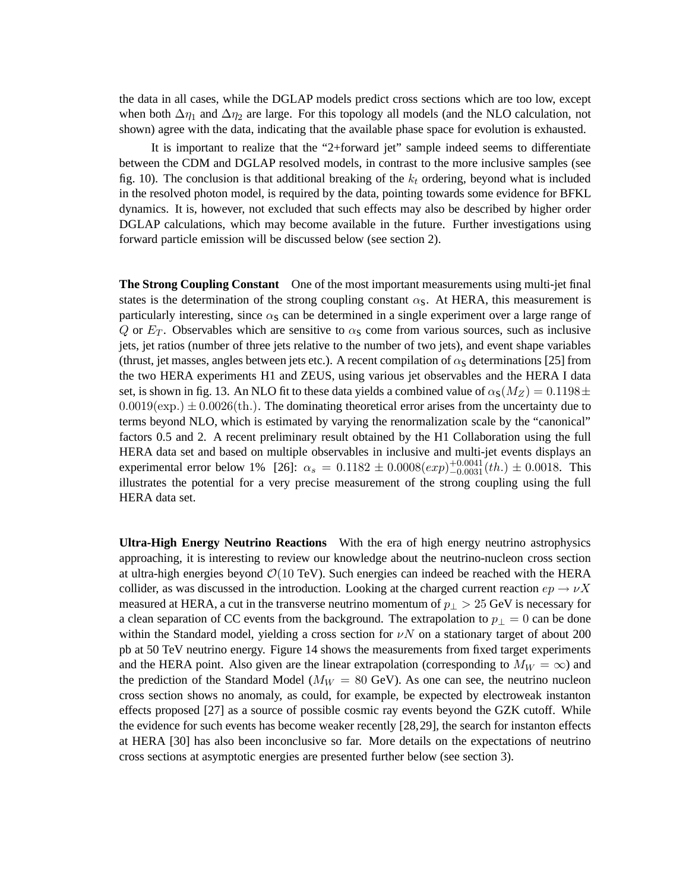the data in all cases, while the DGLAP models predict cross sections which are too low, except when both $\Delta\eta_1$ and $\Delta\eta_2$ are large. For this topology all models (and the NLO calculation, not shown) agree with the data, indicating that the available phase space for evolution is exhausted.

It is important to realize that the "2+forward jet" sample indeed seems to differentiate between the CDM and DGLAP resolved models, in contrast to the more inclusive samples (see fig. 10). The conclusion is that additional breaking of the $k_t$ ordering, beyond what is included in the resolved photon model, is required by the data, pointing towards some evidence for BFKL dynamics. It is, however, not excluded that such effects may also be described by higher order DGLAP calculations, which may become available in the future. Further investigations using forward particle emission will be discussed below (see section 2).

**The Strong Coupling Constant** One of the most important measurements using multi-jet final states is the determination of the strong coupling constant $\alpha_S$. At HERA, this measurement is particularly interesting, since $\alpha_S$ can be determined in a single experiment over a large range of $Q$ or $E_T$. Observables which are sensitive to $\alpha_S$ come from various sources, such as inclusive jets, jet ratios (number of three jets relative to the number of two jets), and event shape variables (thrust, jet masses, angles between jets etc.). A recent compilation of $\alpha_S$ determinations [25] from the two HERA experiments H1 and ZEUS, using various jet observables and the HERA I data set, is shown in fig. 13. An NLO fit to these data yields a combined value of $\alpha_S(M_Z) = 0.1198 \pm 0.0019(\mathrm{exp.}) \pm 0.0026(\mathrm{th.})$. The dominating theoretical error arises from the uncertainty due to terms beyond NLO, which is estimated by varying the renormalization scale by the "canonical" factors 0.5 and 2. A recent preliminary result obtained by the H1 Collaboration using the full HERA data set and based on multiple observables in inclusive and multi-jet events displays an experimental error below 1% [26]: $\alpha_s = 0.1182 \pm 0.0008(exp)^{+0.0041}_{-0.0031}(th.) \pm 0.0018$. This illustrates the potential for a very precise measurement of the strong coupling using the full HERA data set.

**Ultra-High Energy Neutrino Reactions** With the era of high energy neutrino astrophysics approaching, it is interesting to review our knowledge about the neutrino-nucleon cross section at ultra-high energies beyond $\mathcal{O}(10$ TeV). Such energies can indeed be reached with the HERA collider, as was discussed in the introduction. Looking at the charged current reaction $ep \to \nu X$ measured at HERA, a cut in the transverse neutrino momentum of $p_\perp > 25$ GeV is necessary for a clean separation of CC events from the background. The extrapolation to $p_\perp = 0$ can be done within the Standard model, yielding a cross section for $\nu N$ on a stationary target of about 200 pb at 50 TeV neutrino energy. Figure 14 shows the measurements from fixed target experiments and the HERA point. Also given are the linear extrapolation (corresponding to $M_W = \infty$) and the prediction of the Standard Model ($M_W = 80$ GeV). As one can see, the neutrino nucleon cross section shows no anomaly, as could, for example, be expected by electroweak instanton effects proposed [27] as a source of possible cosmic ray events beyond the GZK cutoff. While the evidence for such events has become weaker recently [28,29], the search for instanton effects at HERA [30] has also been inconclusive so far. More details on the expectations of neutrino cross sections at asymptotic energies are presented further below (see section 3).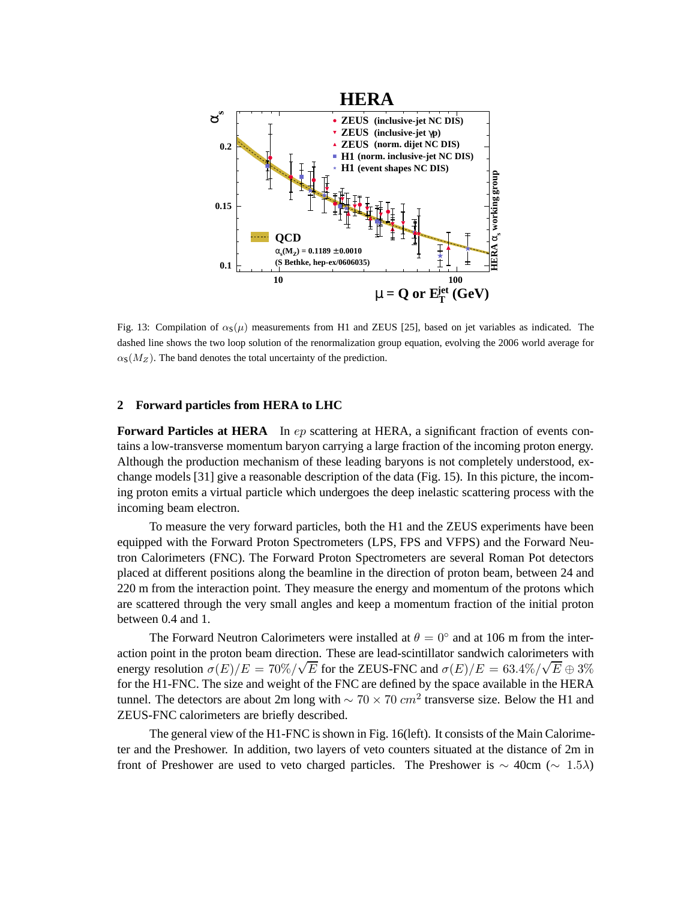Fig. 13: Compilation of $\alpha_S(\mu)$ measurements from H1 and ZEUS [25], based on jet variables as indicated. The dashed line shows the two loop solution of the renormalization group equation, evolving the 2006 world average for $\alpha_S(M_Z)$. The band denotes the total uncertainty of the prediction.

## 2 Forward particles from HERA to LHC

**Forward Particles at HERA** In $ep$ scattering at HERA, a significant fraction of events contains a low-transverse momentum baryon carrying a large fraction of the incoming proton energy. Although the production mechanism of these leading baryons is not completely understood, exchange models [31] give a reasonable description of the data (Fig. 15). In this picture, the incoming proton emits a virtual particle which undergoes the deep inelastic scattering process with the incoming beam electron.

To measure the very forward particles, both the H1 and the ZEUS experiments have been equipped with the Forward Proton Spectrometers (LPS, FPS and VFPS) and the Forward Neutron Calorimeters (FNC). The Forward Proton Spectrometers are several Roman Pot detectors placed at different positions along the beamline in the direction of proton beam, between 24 and 220 m from the interaction point. They measure the energy and momentum of the protons which are scattered through the very small angles and keep a momentum fraction of the initial proton between 0.4 and 1.

The Forward Neutron Calorimeters were installed at $\theta = 0^\circ$ and at 106 m from the interaction point in the proton beam direction. These are lead-scintillator sandwich calorimeters with energy resolution $\sigma(E)/E = 70\%/\sqrt{E}$ for the ZEUS-FNC and $\sigma(E)/E = 63.4\%/\sqrt{E} \oplus 3\%$ for the H1-FNC. The size and weight of the FNC are defined by the space available in the HERA tunnel. The detectors are about 2m long with $\sim 70 \times 70\ cm^2$ transverse size. Below the H1 and ZEUS-FNC calorimeters are briefly described.

The general view of the H1-FNC is shown in Fig. 16(left). It consists of the Main Calorimeter and the Preshower. In addition, two layers of veto counters situated at the distance of 2m in front of Preshower are used to veto charged particles. The Preshower is $\sim$ 40cm ($\sim 1.5\lambda$)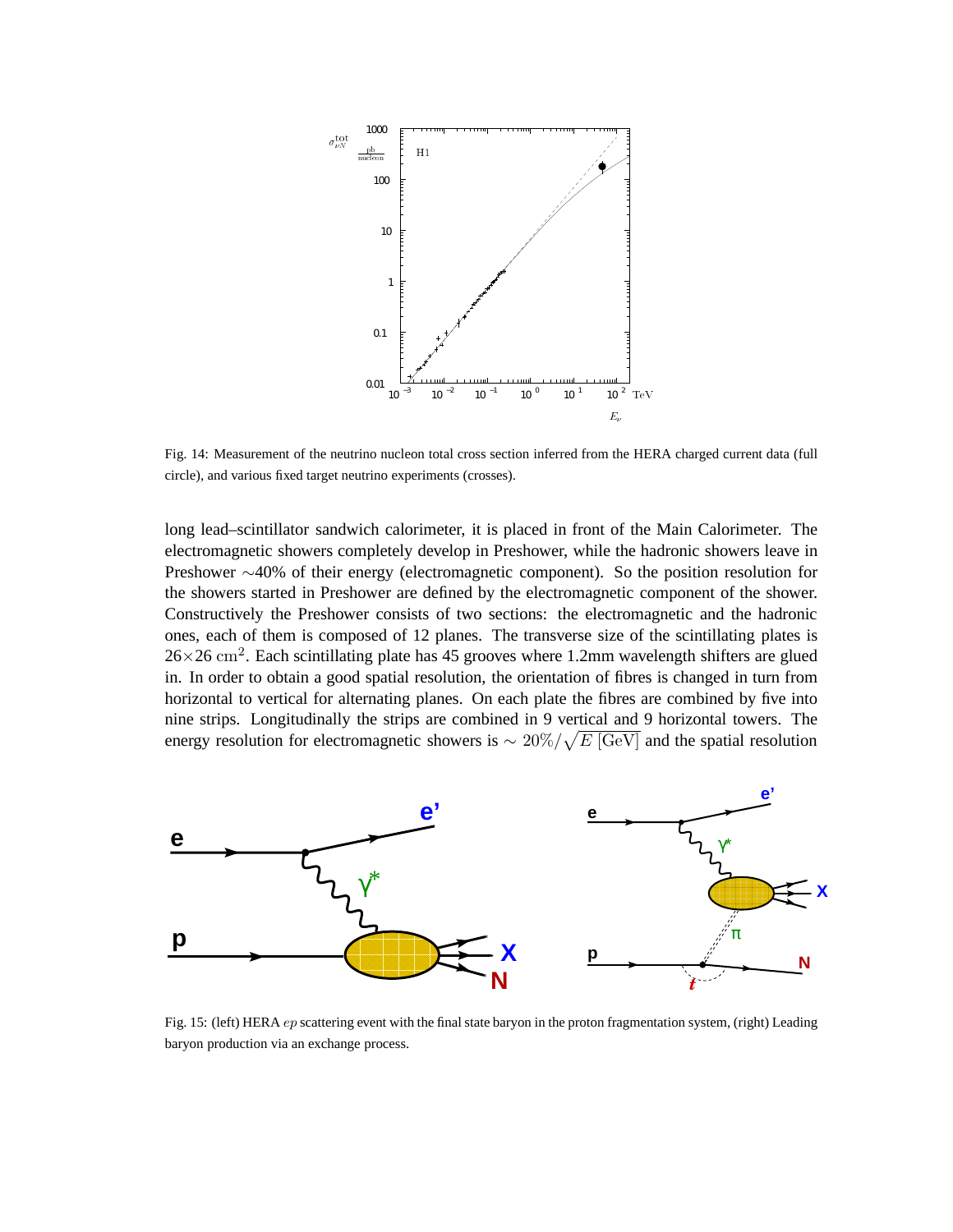Fig. 14: Measurement of the neutrino nucleon total cross section inferred from the HERA charged current data (full circle), and various fixed target neutrino experiments (crosses).

long lead–scintillator sandwich calorimeter, it is placed in front of the Main Calorimeter. The electromagnetic showers completely develop in Preshower, while the hadronic showers leave in Preshower ∼40% of their energy (electromagnetic component). So the position resolution for the showers started in Preshower are defined by the electromagnetic component of the shower. Constructively the Preshower consists of two sections: the electromagnetic and the hadronic ones, each of them is composed of 12 planes. The transverse size of the scintillating plates is $26{\times}26\ \mathrm{cm}^2$. Each scintillating plate has 45 grooves where 1.2mm wavelength shifters are glued in. In order to obtain a good spatial resolution, the orientation of fibres is changed in turn from horizontal to vertical for alternating planes. On each plate the fibres are combined by five into nine strips. Longitudinally the strips are combined in 9 vertical and 9 horizontal towers. The energy resolution for electromagnetic showers is $\sim 20\%/\sqrt{E\ [\mathrm{GeV}]}$ and the spatial resolution

Fig. 15: (left) HERA $ep$ scattering event with the final state baryon in the proton fragmentation system, (right) Leading baryon production via an exchange process.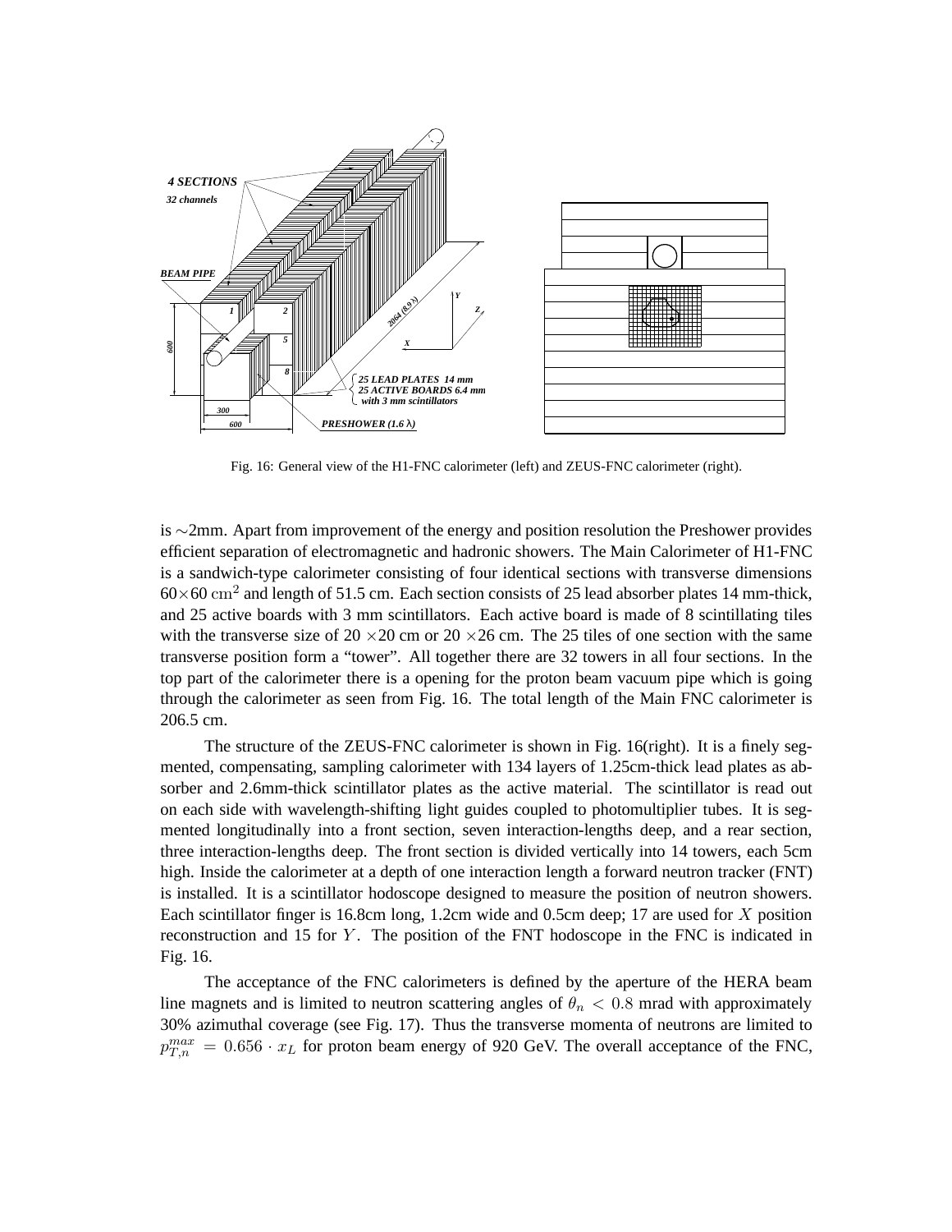Fig. 16: General view of the H1-FNC calorimeter (left) and ZEUS-FNC calorimeter (right).

is ∼2mm. Apart from improvement of the energy and position resolution the Preshower provides efficient separation of electromagnetic and hadronic showers. The Main Calorimeter of H1-FNC is a sandwich-type calorimeter consisting of four identical sections with transverse dimensions $60 \times 60\ \mathrm{cm}^2$ and length of 51.5 cm. Each section consists of 25 lead absorber plates 14 mm-thick, and 25 active boards with 3 mm scintillators. Each active board is made of 8 scintillating tiles with the transverse size of 20 ×20 cm or 20 ×26 cm. The 25 tiles of one section with the same transverse position form a "tower". All together there are 32 towers in all four sections. In the top part of the calorimeter there is a opening for the proton beam vacuum pipe which is going through the calorimeter as seen from Fig. 16. The total length of the Main FNC calorimeter is 206.5 cm.

The structure of the ZEUS-FNC calorimeter is shown in Fig. 16(right). It is a finely segmented, compensating, sampling calorimeter with 134 layers of 1.25cm-thick lead plates as absorber and 2.6mm-thick scintillator plates as the active material. The scintillator is read out on each side with wavelength-shifting light guides coupled to photomultiplier tubes. It is segmented longitudinally into a front section, seven interaction-lengths deep, and a rear section, three interaction-lengths deep. The front section is divided vertically into 14 towers, each 5cm high. Inside the calorimeter at a depth of one interaction length a forward neutron tracker (FNT) is installed. It is a scintillator hodoscope designed to measure the position of neutron showers. Each scintillator finger is 16.8cm long, 1.2cm wide and 0.5cm deep; 17 are used for $X$ position reconstruction and 15 for $Y$. The position of the FNT hodoscope in the FNC is indicated in Fig. 16.

The acceptance of the FNC calorimeters is defined by the aperture of the HERA beam line magnets and is limited to neutron scattering angles of $\theta_n < 0.8$ mrad with approximately 30% azimuthal coverage (see Fig. 17). Thus the transverse momenta of neutrons are limited to $p_{T,n}^{max} = 0.656 \cdot x_L$ for proton beam energy of 920 GeV. The overall acceptance of the FNC,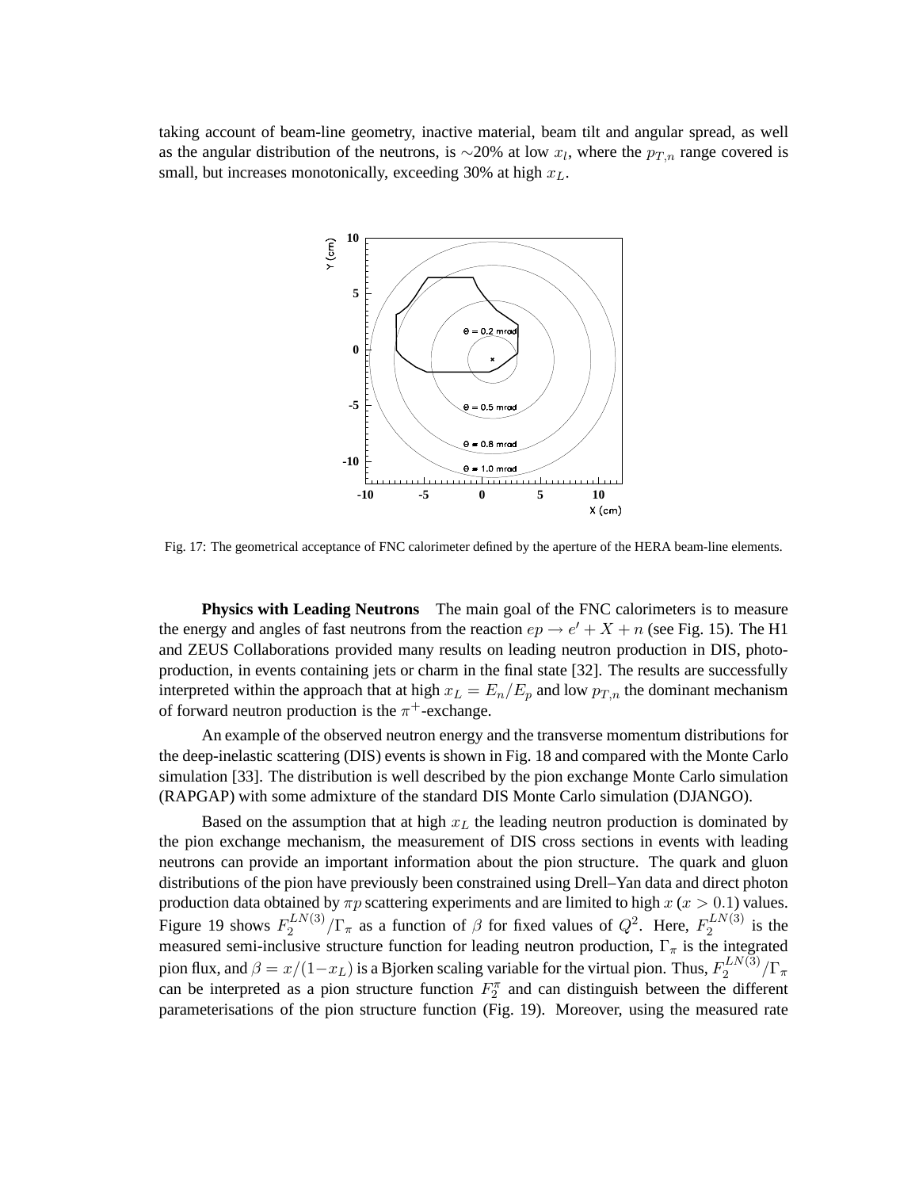taking account of beam-line geometry, inactive material, beam tilt and angular spread, as well as the angular distribution of the neutrons, is ∼20% at low $x_l$, where the $p_{T,n}$ range covered is small, but increases monotonically, exceeding 30% at high $x_L$.

Fig. 17: The geometrical acceptance of FNC calorimeter defined by the aperture of the HERA beam-line elements.

**Physics with Leading Neutrons** The main goal of the FNC calorimeters is to measure the energy and angles of fast neutrons from the reaction $ep \to e' + X + n$ (see Fig. 15). The H1 and ZEUS Collaborations provided many results on leading neutron production in DIS, photoproduction, in events containing jets or charm in the final state [32]. The results are successfully interpreted within the approach that at high $x_L = E_n/E_p$ and low $p_{T,n}$ the dominant mechanism of forward neutron production is the $\pi^+$-exchange.

An example of the observed neutron energy and the transverse momentum distributions for the deep-inelastic scattering (DIS) events is shown in Fig. 18 and compared with the Monte Carlo simulation [33]. The distribution is well described by the pion exchange Monte Carlo simulation (RAPGAP) with some admixture of the standard DIS Monte Carlo simulation (DJANGO).

Based on the assumption that at high $x_L$ the leading neutron production is dominated by the pion exchange mechanism, the measurement of DIS cross sections in events with leading neutrons can provide an important information about the pion structure. The quark and gluon distributions of the pion have previously been constrained using Drell–Yan data and direct photon production data obtained by $\pi p$ scattering experiments and are limited to high $x$ ($x > 0.1$) values. Figure 19 shows $F_2^{LN(3)}/\Gamma_\pi$ as a function of $\beta$ for fixed values of $Q^2$. Here, $F_2^{LN(3)}$ is the measured semi-inclusive structure function for leading neutron production, $\Gamma_\pi$ is the integrated pion flux, and $\beta = x/(1-x_L)$ is a Bjorken scaling variable for the virtual pion. Thus, $F_2^{LN(3)}/\Gamma_\pi$ can be interpreted as a pion structure function $F_2^\pi$ and can distinguish between the different parameterisations of the pion structure function (Fig. 19). Moreover, using the measured rate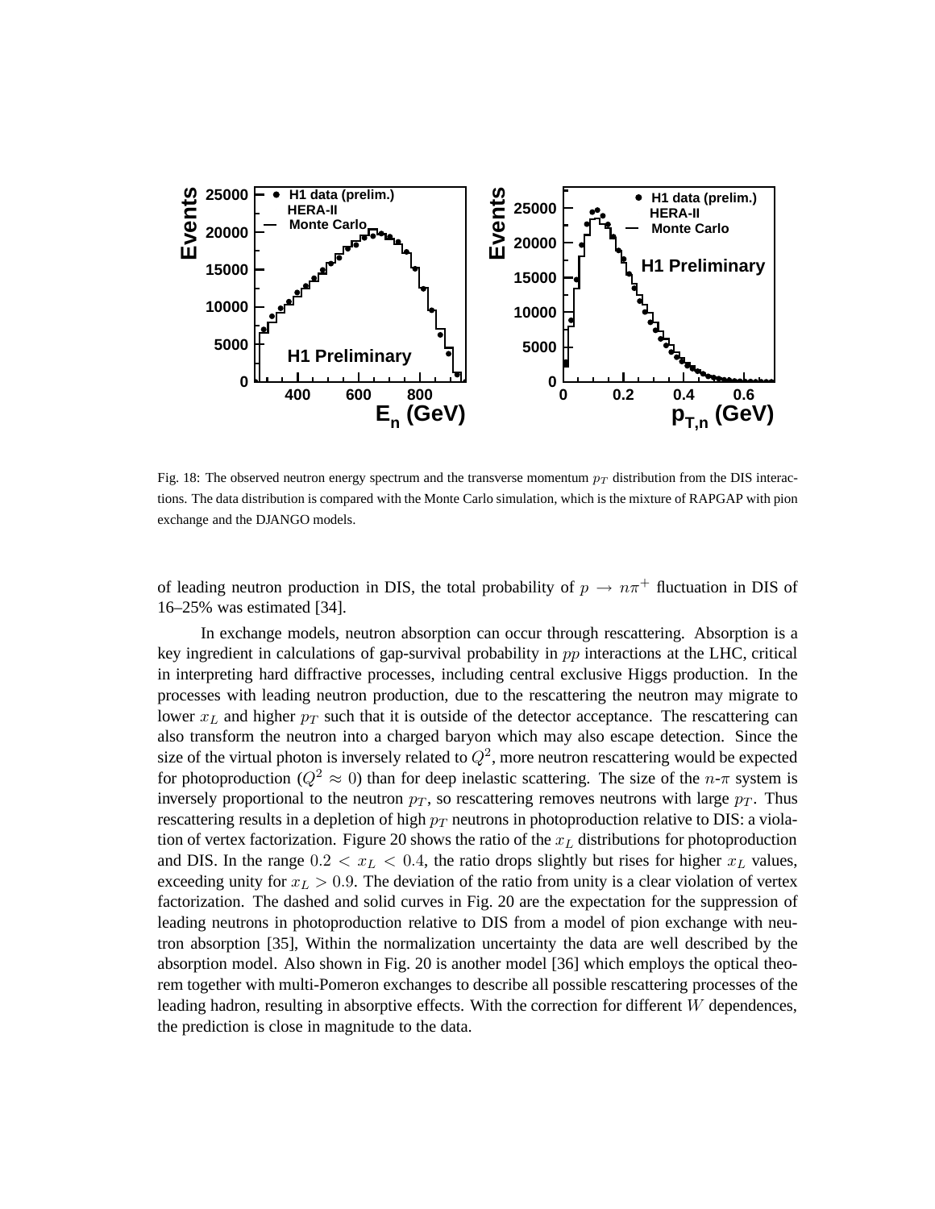Fig. 18: The observed neutron energy spectrum and the transverse momentum $p_T$ distribution from the DIS interactions. The data distribution is compared with the Monte Carlo simulation, which is the mixture of RAPGAP with pion exchange and the DJANGO models.

of leading neutron production in DIS, the total probability of $p \to n\pi^+$ fluctuation in DIS of 16–25% was estimated [34].

In exchange models, neutron absorption can occur through rescattering. Absorption is a key ingredient in calculations of gap-survival probability in $pp$ interactions at the LHC, critical in interpreting hard diffractive processes, including central exclusive Higgs production. In the processes with leading neutron production, due to the rescattering the neutron may migrate to lower $x_L$ and higher $p_T$ such that it is outside of the detector acceptance. The rescattering can also transform the neutron into a charged baryon which may also escape detection. Since the size of the virtual photon is inversely related to $Q^2$, more neutron rescattering would be expected for photoproduction ($Q^2 \approx 0$) than for deep inelastic scattering. The size of the $n$-$\pi$ system is inversely proportional to the neutron $p_T$, so rescattering removes neutrons with large $p_T$. Thus rescattering results in a depletion of high $p_T$ neutrons in photoproduction relative to DIS: a violation of vertex factorization. Figure 20 shows the ratio of the $x_L$ distributions for photoproduction and DIS. In the range $0.2 < x_L < 0.4$, the ratio drops slightly but rises for higher $x_L$ values, exceeding unity for $x_L > 0.9$. The deviation of the ratio from unity is a clear violation of vertex factorization. The dashed and solid curves in Fig. 20 are the expectation for the suppression of leading neutrons in photoproduction relative to DIS from a model of pion exchange with neutron absorption [35], Within the normalization uncertainty the data are well described by the absorption model. Also shown in Fig. 20 is another model [36] which employs the optical theorem together with multi-Pomeron exchanges to describe all possible rescattering processes of the leading hadron, resulting in absorptive effects. With the correction for different $W$ dependences, the prediction is close in magnitude to the data.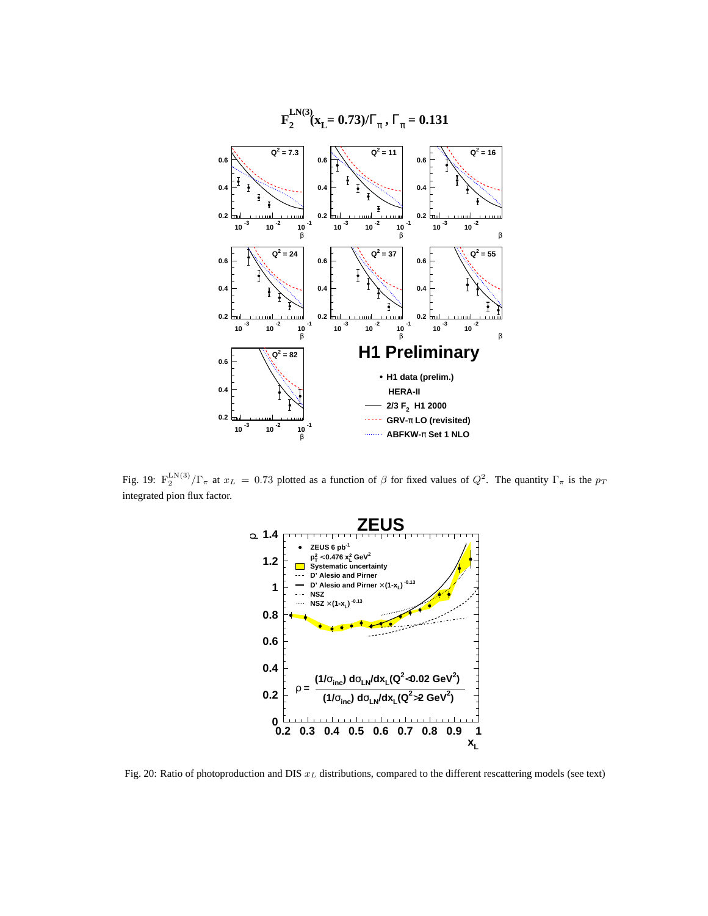Fig. 19: $F_2^{LN(3)}/\Gamma_\pi$ at $x_L = 0.73$ plotted as a function of $\beta$ for fixed values of $Q^2$. The quantity $\Gamma_\pi$ is the $p_T$ integrated pion flux factor.

Fig. 20: Ratio of photoproduction and DIS $x_L$ distributions, compared to the different rescattering models (see text)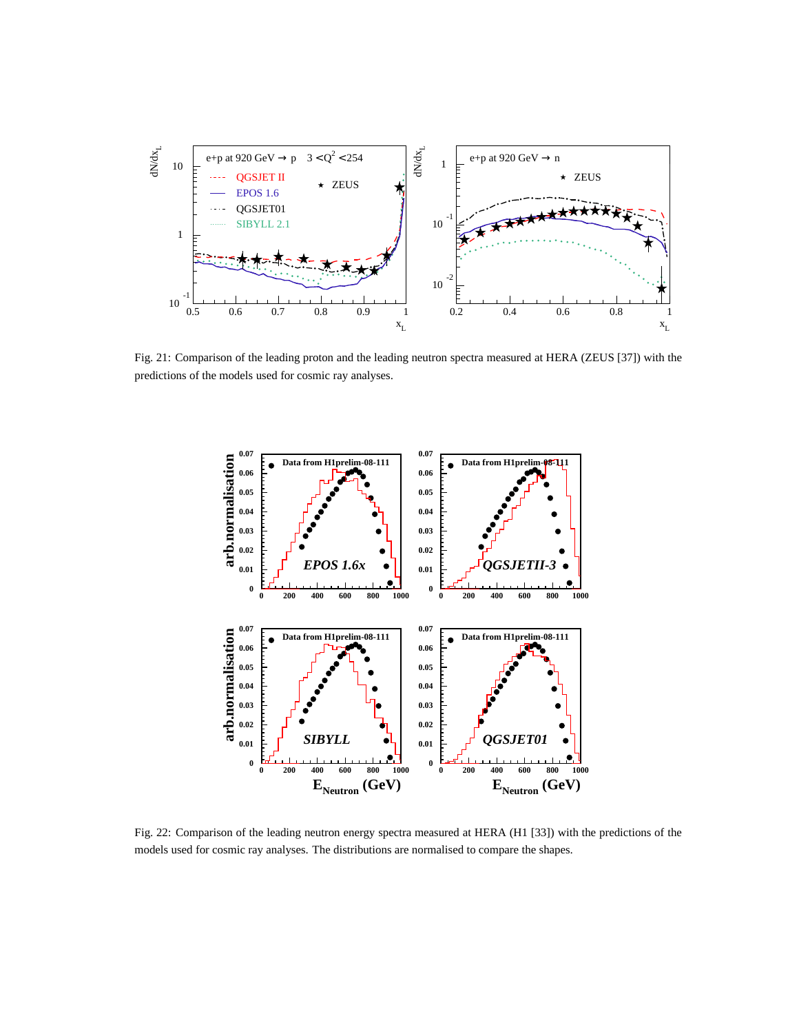Fig. 21: Comparison of the leading proton and the leading neutron spectra measured at HERA (ZEUS [37]) with the predictions of the models used for cosmic ray analyses.

Fig. 22: Comparison of the leading neutron energy spectra measured at HERA (H1 [33]) with the predictions of the models used for cosmic ray analyses. The distributions are normalised to compare the shapes.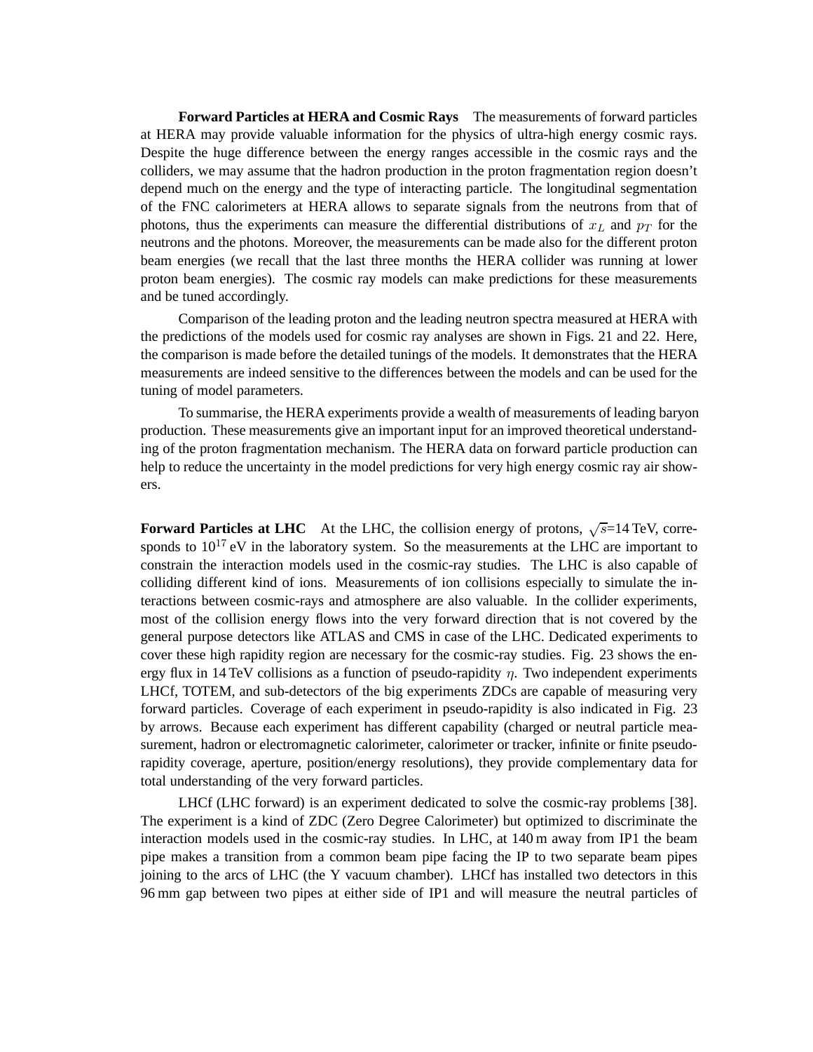**Forward Particles at HERA and Cosmic Rays** The measurements of forward particles at HERA may provide valuable information for the physics of ultra-high energy cosmic rays. Despite the huge difference between the energy ranges accessible in the cosmic rays and the colliders, we may assume that the hadron production in the proton fragmentation region doesn't depend much on the energy and the type of interacting particle. The longitudinal segmentation of the FNC calorimeters at HERA allows to separate signals from the neutrons from that of photons, thus the experiments can measure the differential distributions of $x_L$ and $p_T$ for the neutrons and the photons. Moreover, the measurements can be made also for the different proton beam energies (we recall that the last three months the HERA collider was running at lower proton beam energies). The cosmic ray models can make predictions for these measurements and be tuned accordingly.

Comparison of the leading proton and the leading neutron spectra measured at HERA with the predictions of the models used for cosmic ray analyses are shown in Figs. 21 and 22. Here, the comparison is made before the detailed tunings of the models. It demonstrates that the HERA measurements are indeed sensitive to the differences between the models and can be used for the tuning of model parameters.

To summarise, the HERA experiments provide a wealth of measurements of leading baryon production. These measurements give an important input for an improved theoretical understanding of the proton fragmentation mechanism. The HERA data on forward particle production can help to reduce the uncertainty in the model predictions for very high energy cosmic ray air showers.

**Forward Particles at LHC** At the LHC, the collision energy of protons, $\sqrt{s}$=14 TeV, corresponds to $10^{17}$ eV in the laboratory system. So the measurements at the LHC are important to constrain the interaction models used in the cosmic-ray studies. The LHC is also capable of colliding different kind of ions. Measurements of ion collisions especially to simulate the interactions between cosmic-rays and atmosphere are also valuable. In the collider experiments, most of the collision energy flows into the very forward direction that is not covered by the general purpose detectors like ATLAS and CMS in case of the LHC. Dedicated experiments to cover these high rapidity region are necessary for the cosmic-ray studies. Fig. 23 shows the energy flux in 14 TeV collisions as a function of pseudo-rapidity $\eta$. Two independent experiments LHCf, TOTEM, and sub-detectors of the big experiments ZDCs are capable of measuring very forward particles. Coverage of each experiment in pseudo-rapidity is also indicated in Fig. 23 by arrows. Because each experiment has different capability (charged or neutral particle measurement, hadron or electromagnetic calorimeter, calorimeter or tracker, infinite or finite pseudo-rapidity coverage, aperture, position/energy resolutions), they provide complementary data for total understanding of the very forward particles.

LHCf (LHC forward) is an experiment dedicated to solve the cosmic-ray problems [38]. The experiment is a kind of ZDC (Zero Degree Calorimeter) but optimized to discriminate the interaction models used in the cosmic-ray studies. In LHC, at 140 m away from IP1 the beam pipe makes a transition from a common beam pipe facing the IP to two separate beam pipes joining to the arcs of LHC (the Y vacuum chamber). LHCf has installed two detectors in this 96 mm gap between two pipes at either side of IP1 and will measure the neutral particles of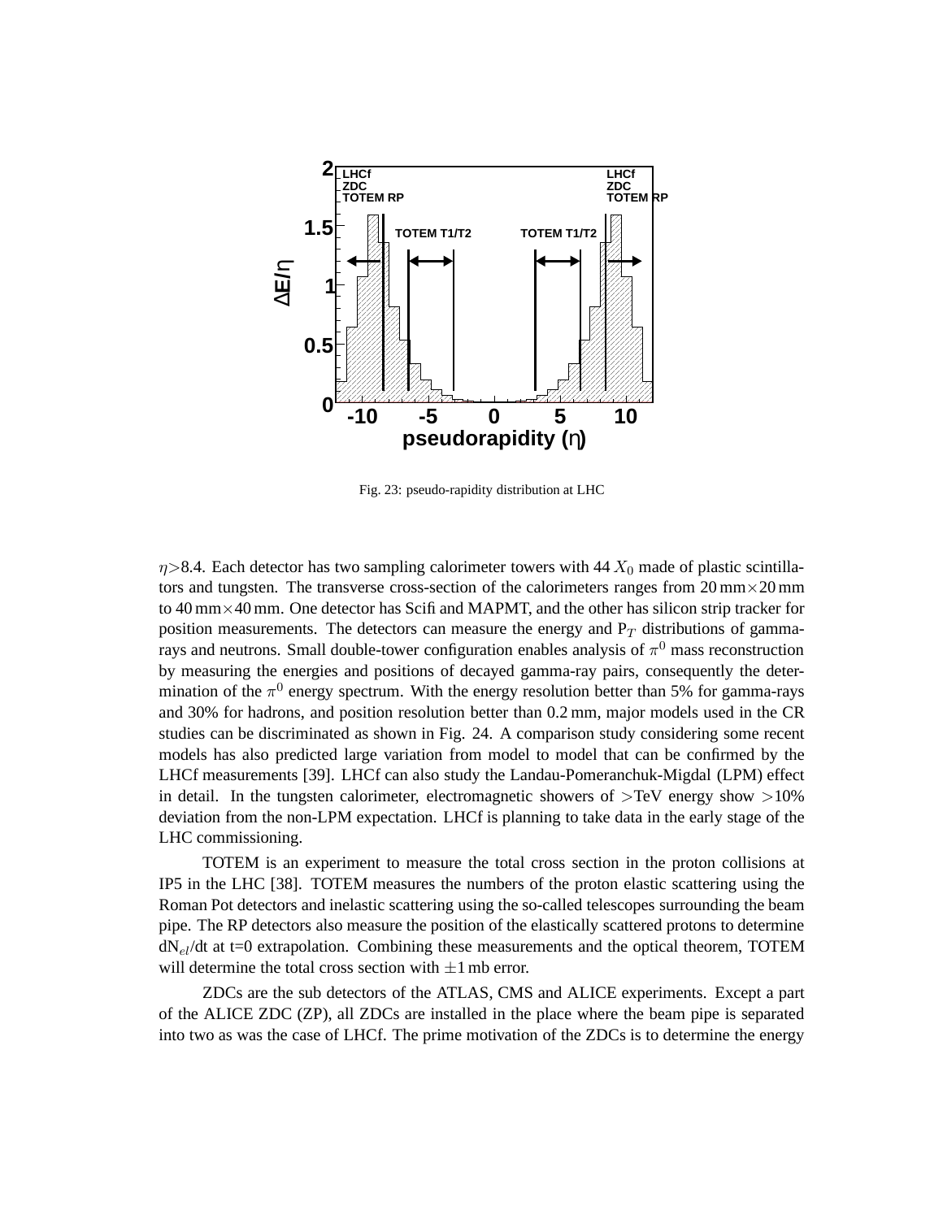Fig. 23: pseudo-rapidity distribution at LHC

$\eta$>8.4. Each detector has two sampling calorimeter towers with 44 $X_0$ made of plastic scintillators and tungsten. The transverse cross-section of the calorimeters ranges from 20 mm×20 mm to 40 mm×40 mm. One detector has Scifi and MAPMT, and the other has silicon strip tracker for position measurements. The detectors can measure the energy and $P_T$ distributions of gamma-rays and neutrons. Small double-tower configuration enables analysis of $\pi^0$ mass reconstruction by measuring the energies and positions of decayed gamma-ray pairs, consequently the determination of the $\pi^0$ energy spectrum. With the energy resolution better than 5% for gamma-rays and 30% for hadrons, and position resolution better than 0.2 mm, major models used in the CR studies can be discriminated as shown in Fig. 24. A comparison study considering some recent models has also predicted large variation from model to model that can be confirmed by the LHCf measurements [39]. LHCf can also study the Landau-Pomeranchuk-Migdal (LPM) effect in detail. In the tungsten calorimeter, electromagnetic showers of >TeV energy show >10% deviation from the non-LPM expectation. LHCf is planning to take data in the early stage of the LHC commissioning.

TOTEM is an experiment to measure the total cross section in the proton collisions at IP5 in the LHC [38]. TOTEM measures the numbers of the proton elastic scattering using the Roman Pot detectors and inelastic scattering using the so-called telescopes surrounding the beam pipe. The RP detectors also measure the position of the elastically scattered protons to determine $dN_{el}/dt$ at t=0 extrapolation. Combining these measurements and the optical theorem, TOTEM will determine the total cross section with $\pm 1$ mb error.

ZDCs are the sub detectors of the ATLAS, CMS and ALICE experiments. Except a part of the ALICE ZDC (ZP), all ZDCs are installed in the place where the beam pipe is separated into two as was the case of LHCf. The prime motivation of the ZDCs is to determine the energy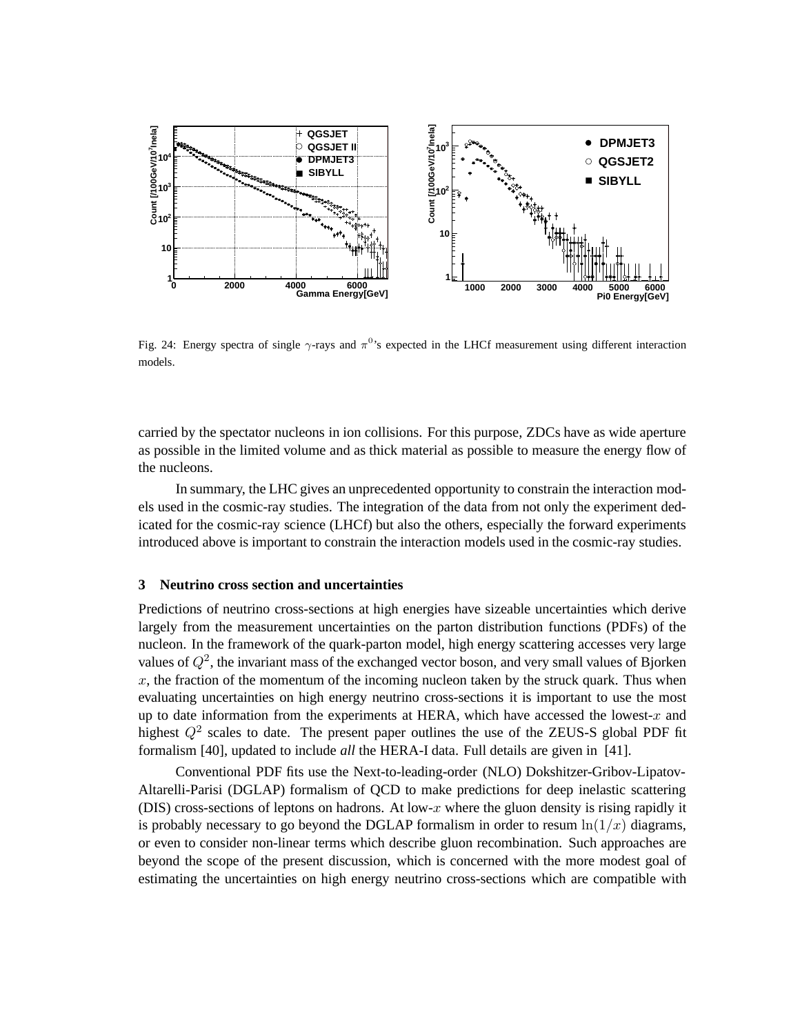Fig. 24: Energy spectra of single $\gamma$-rays and $\pi^0$'s expected in the LHCf measurement using different interaction models.

carried by the spectator nucleons in ion collisions. For this purpose, ZDCs have as wide aperture as possible in the limited volume and as thick material as possible to measure the energy flow of the nucleons.

In summary, the LHC gives an unprecedented opportunity to constrain the interaction models used in the cosmic-ray studies. The integration of the data from not only the experiment dedicated for the cosmic-ray science (LHCf) but also the others, especially the forward experiments introduced above is important to constrain the interaction models used in the cosmic-ray studies.

## 3 Neutrino cross section and uncertainties

Predictions of neutrino cross-sections at high energies have sizeable uncertainties which derive largely from the measurement uncertainties on the parton distribution functions (PDFs) of the nucleon. In the framework of the quark-parton model, high energy scattering accesses very large values of $Q^2$, the invariant mass of the exchanged vector boson, and very small values of Bjorken $x$, the fraction of the momentum of the incoming nucleon taken by the struck quark. Thus when evaluating uncertainties on high energy neutrino cross-sections it is important to use the most up to date information from the experiments at HERA, which have accessed the lowest-$x$ and highest $Q^2$ scales to date. The present paper outlines the use of the ZEUS-S global PDF fit formalism [40], updated to include *all* the HERA-I data. Full details are given in [41].

Conventional PDF fits use the Next-to-leading-order (NLO) Dokshitzer-Gribov-Lipatov-Altarelli-Parisi (DGLAP) formalism of QCD to make predictions for deep inelastic scattering (DIS) cross-sections of leptons on hadrons. At low-$x$ where the gluon density is rising rapidly it is probably necessary to go beyond the DGLAP formalism in order to resum $\ln(1/x)$ diagrams, or even to consider non-linear terms which describe gluon recombination. Such approaches are beyond the scope of the present discussion, which is concerned with the more modest goal of estimating the uncertainties on high energy neutrino cross-sections which are compatible with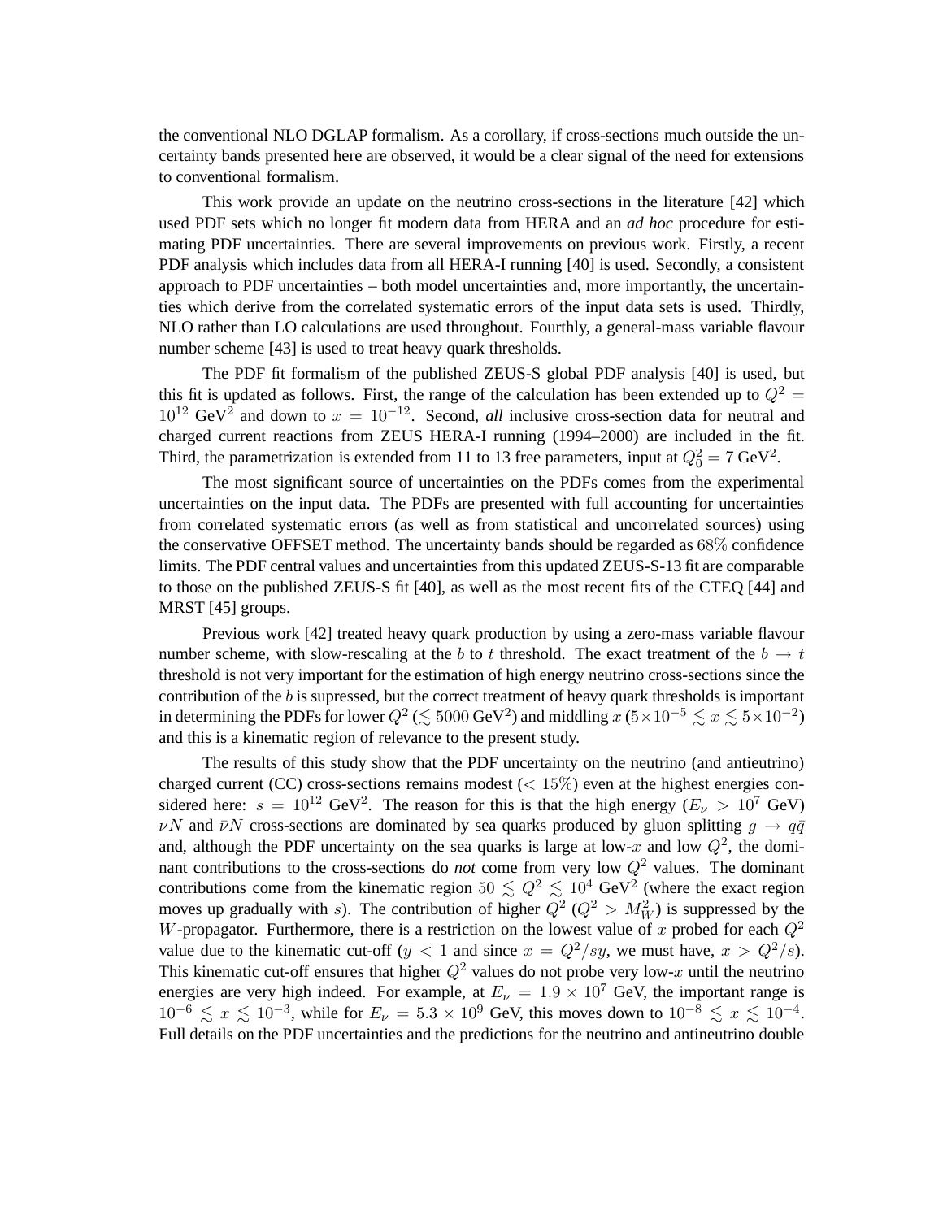the conventional NLO DGLAP formalism. As a corollary, if cross-sections much outside the uncertainty bands presented here are observed, it would be a clear signal of the need for extensions to conventional formalism.

This work provide an update on the neutrino cross-sections in the literature [42] which used PDF sets which no longer fit modern data from HERA and an *ad hoc* procedure for estimating PDF uncertainties. There are several improvements on previous work. Firstly, a recent PDF analysis which includes data from all HERA-I running [40] is used. Secondly, a consistent approach to PDF uncertainties – both model uncertainties and, more importantly, the uncertainties which derive from the correlated systematic errors of the input data sets is used. Thirdly, NLO rather than LO calculations are used throughout. Fourthly, a general-mass variable flavour number scheme [43] is used to treat heavy quark thresholds.

The PDF fit formalism of the published ZEUS-S global PDF analysis [40] is used, but this fit is updated as follows. First, the range of the calculation has been extended up to $Q^2 = 10^{12}$ GeV$^2$ and down to $x = 10^{-12}$. Second, *all* inclusive cross-section data for neutral and charged current reactions from ZEUS HERA-I running (1994–2000) are included in the fit. Third, the parametrization is extended from 11 to 13 free parameters, input at $Q_0^2 = 7$ GeV$^2$.

The most significant source of uncertainties on the PDFs comes from the experimental uncertainties on the input data. The PDFs are presented with full accounting for uncertainties from correlated systematic errors (as well as from statistical and uncorrelated sources) using the conservative OFFSET method. The uncertainty bands should be regarded as $68\%$ confidence limits. The PDF central values and uncertainties from this updated ZEUS-S-13 fit are comparable to those on the published ZEUS-S fit [40], as well as the most recent fits of the CTEQ [44] and MRST [45] groups.

Previous work [42] treated heavy quark production by using a zero-mass variable flavour number scheme, with slow-rescaling at the $b$ to $t$ threshold. The exact treatment of the $b \to t$ threshold is not very important for the estimation of high energy neutrino cross-sections since the contribution of the $b$ is supressed, but the correct treatment of heavy quark thresholds is important in determining the PDFs for lower $Q^2$ ($\lesssim 5000$ GeV$^2$) and middling $x$ ($5\times10^{-5} \lesssim x \lesssim 5\times10^{-2}$) and this is a kinematic region of relevance to the present study.

The results of this study show that the PDF uncertainty on the neutrino (and antieutrino) charged current (CC) cross-sections remains modest ($< 15\%$) even at the highest energies considered here: $s = 10^{12}$ GeV$^2$. The reason for this is that the high energy ($E_\nu > 10^7$ GeV) $\nu N$ and $\bar{\nu} N$ cross-sections are dominated by sea quarks produced by gluon splitting $g \to q\bar{q}$ and, although the PDF uncertainty on the sea quarks is large at low-$x$ and low $Q^2$, the dominant contributions to the cross-sections do *not* come from very low $Q^2$ values. The dominant contributions come from the kinematic region $50 \lesssim Q^2 \lesssim 10^4$ GeV$^2$ (where the exact region moves up gradually with $s$). The contribution of higher $Q^2$ ($Q^2 > M_W^2$) is suppressed by the $W$-propagator. Furthermore, there is a restriction on the lowest value of $x$ probed for each $Q^2$ value due to the kinematic cut-off ($y < 1$ and since $x = Q^2/sy$, we must have, $x > Q^2/s$). This kinematic cut-off ensures that higher $Q^2$ values do not probe very low-$x$ until the neutrino energies are very high indeed. For example, at $E_\nu = 1.9 \times 10^7$ GeV, the important range is $10^{-6} \lesssim x \lesssim 10^{-3}$, while for $E_\nu = 5.3 \times 10^9$ GeV, this moves down to $10^{-8} \lesssim x \lesssim 10^{-4}$. Full details on the PDF uncertainties and the predictions for the neutrino and antineutrino double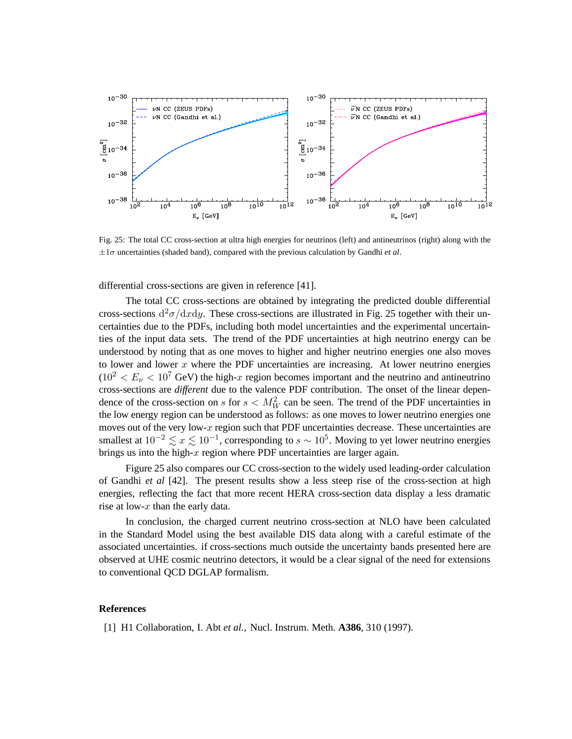Fig. 25: The total CC cross-section at ultra high energies for neutrinos (left) and antineutrinos (right) along with the $\pm 1\sigma$ uncertainties (shaded band), compared with the previous calculation by Gandhi *et al*.

differential cross-sections are given in reference [41].

The total CC cross-sections are obtained by integrating the predicted double differential cross-sections $\mathrm{d}^2\sigma/\mathrm{d}x\mathrm{d}y$. These cross-sections are illustrated in Fig. 25 together with their uncertainties due to the PDFs, including both model uncertainties and the experimental uncertainties of the input data sets. The trend of the PDF uncertainties at high neutrino energy can be understood by noting that as one moves to higher and higher neutrino energies one also moves to lower and lower $x$ where the PDF uncertainties are increasing. At lower neutrino energies ($10^2 < E_\nu < 10^7$ GeV) the high-$x$ region becomes important and the neutrino and antineutrino cross-sections are *different* due to the valence PDF contribution. The onset of the linear dependence of the cross-section on $s$ for $s < M_W^2$ can be seen. The trend of the PDF uncertainties in the low energy region can be understood as follows: as one moves to lower neutrino energies one moves out of the very low-$x$ region such that PDF uncertainties decrease. These uncertainties are smallest at $10^{-2} \lesssim x \lesssim 10^{-1}$, corresponding to $s \sim 10^5$. Moving to yet lower neutrino energies brings us into the high-$x$ region where PDF uncertainties are larger again.

Figure 25 also compares our CC cross-section to the widely used leading-order calculation of Gandhi *et al* [42]. The present results show a less steep rise of the cross-section at high energies, reflecting the fact that more recent HERA cross-section data display a less dramatic rise at low-$x$ than the early data.

In conclusion, the charged current neutrino cross-section at NLO have been calculated in the Standard Model using the best available DIS data along with a careful estimate of the associated uncertainties. if cross-sections much outside the uncertainty bands presented here are observed at UHE cosmic neutrino detectors, it would be a clear signal of the need for extensions to conventional QCD DGLAP formalism.

## References

[1] H1 Collaboration, I. Abt *et al.,* Nucl. Instrum. Meth. **A386**, 310 (1997).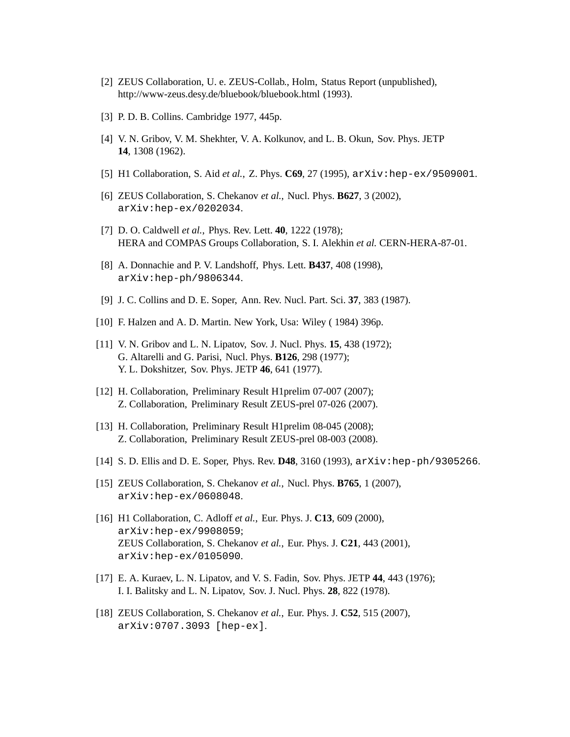[2] ZEUS Collaboration, U. e. ZEUS-Collab., Holm, Status Report (unpublished), http://www-zeus.desy.de/bluebook/bluebook.html (1993).

[3] P. D. B. Collins. Cambridge 1977, 445p.

[4] V. N. Gribov, V. M. Shekhter, V. A. Kolkunov, and L. B. Okun, Sov. Phys. JETP **14**, 1308 (1962).

[5] H1 Collaboration, S. Aid *et al.*, Z. Phys. **C69**, 27 (1995), `arXiv:hep-ex/9509001`.

[6] ZEUS Collaboration, S. Chekanov *et al.*, Nucl. Phys. **B627**, 3 (2002), `arXiv:hep-ex/0202034`.

[7] D. O. Caldwell *et al.*, Phys. Rev. Lett. **40**, 1222 (1978); HERA and COMPAS Groups Collaboration, S. I. Alekhin *et al.* CERN-HERA-87-01.

[8] A. Donnachie and P. V. Landshoff, Phys. Lett. **B437**, 408 (1998), `arXiv:hep-ph/9806344`.

[9] J. C. Collins and D. E. Soper, Ann. Rev. Nucl. Part. Sci. **37**, 383 (1987).

[10] F. Halzen and A. D. Martin. New York, Usa: Wiley ( 1984) 396p.

[11] V. N. Gribov and L. N. Lipatov, Sov. J. Nucl. Phys. **15**, 438 (1972); G. Altarelli and G. Parisi, Nucl. Phys. **B126**, 298 (1977); Y. L. Dokshitzer, Sov. Phys. JETP **46**, 641 (1977).

[12] H. Collaboration, Preliminary Result H1prelim 07-007 (2007); Z. Collaboration, Preliminary Result ZEUS-prel 07-026 (2007).

[13] H. Collaboration, Preliminary Result H1prelim 08-045 (2008); Z. Collaboration, Preliminary Result ZEUS-prel 08-003 (2008).

[14] S. D. Ellis and D. E. Soper, Phys. Rev. **D48**, 3160 (1993), `arXiv:hep-ph/9305266`.

[15] ZEUS Collaboration, S. Chekanov *et al.*, Nucl. Phys. **B765**, 1 (2007), `arXiv:hep-ex/0608048`.

[16] H1 Collaboration, C. Adloff *et al.*, Eur. Phys. J. **C13**, 609 (2000), `arXiv:hep-ex/9908059`; ZEUS Collaboration, S. Chekanov *et al.*, Eur. Phys. J. **C21**, 443 (2001), `arXiv:hep-ex/0105090`.

[17] E. A. Kuraev, L. N. Lipatov, and V. S. Fadin, Sov. Phys. JETP **44**, 443 (1976); I. I. Balitsky and L. N. Lipatov, Sov. J. Nucl. Phys. **28**, 822 (1978).

[18] ZEUS Collaboration, S. Chekanov *et al.*, Eur. Phys. J. **C52**, 515 (2007), `arXiv:0707.3093 [hep-ex]`.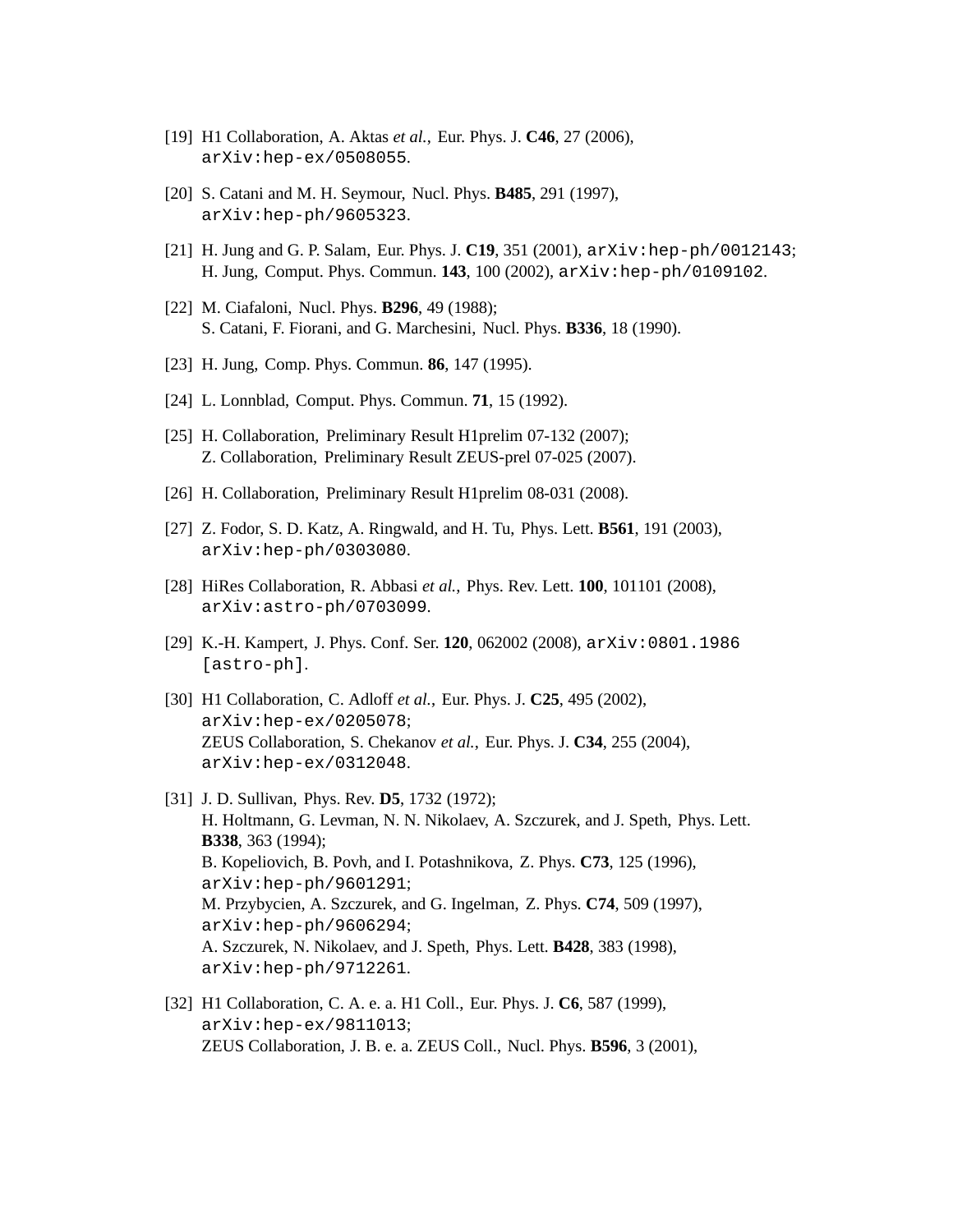[19] H1 Collaboration, A. Aktas *et al.*, Eur. Phys. J. **C46**, 27 (2006), `arXiv:hep-ex/0508055`.

[20] S. Catani and M. H. Seymour, Nucl. Phys. **B485**, 291 (1997), `arXiv:hep-ph/9605323`.

[21] H. Jung and G. P. Salam, Eur. Phys. J. **C19**, 351 (2001), `arXiv:hep-ph/0012143`; H. Jung, Comput. Phys. Commun. **143**, 100 (2002), `arXiv:hep-ph/0109102`.

[22] M. Ciafaloni, Nucl. Phys. **B296**, 49 (1988); S. Catani, F. Fiorani, and G. Marchesini, Nucl. Phys. **B336**, 18 (1990).

[23] H. Jung, Comp. Phys. Commun. **86**, 147 (1995).

[24] L. Lonnblad, Comput. Phys. Commun. **71**, 15 (1992).

[25] H. Collaboration, Preliminary Result H1prelim 07-132 (2007); Z. Collaboration, Preliminary Result ZEUS-prel 07-025 (2007).

[26] H. Collaboration, Preliminary Result H1prelim 08-031 (2008).

[27] Z. Fodor, S. D. Katz, A. Ringwald, and H. Tu, Phys. Lett. **B561**, 191 (2003), `arXiv:hep-ph/0303080`.

[28] HiRes Collaboration, R. Abbasi *et al.*, Phys. Rev. Lett. **100**, 101101 (2008), `arXiv:astro-ph/0703099`.

[29] K.-H. Kampert, J. Phys. Conf. Ser. **120**, 062002 (2008), `arXiv:0801.1986 [astro-ph]`.

[30] H1 Collaboration, C. Adloff *et al.*, Eur. Phys. J. **C25**, 495 (2002), `arXiv:hep-ex/0205078`; ZEUS Collaboration, S. Chekanov *et al.*, Eur. Phys. J. **C34**, 255 (2004), `arXiv:hep-ex/0312048`.

[31] J. D. Sullivan, Phys. Rev. **D5**, 1732 (1972); H. Holtmann, G. Levman, N. N. Nikolaev, A. Szczurek, and J. Speth, Phys. Lett. **B338**, 363 (1994); B. Kopeliovich, B. Povh, and I. Potashnikova, Z. Phys. **C73**, 125 (1996), `arXiv:hep-ph/9601291`; M. Przybycien, A. Szczurek, and G. Ingelman, Z. Phys. **C74**, 509 (1997), `arXiv:hep-ph/9606294`; A. Szczurek, N. Nikolaev, and J. Speth, Phys. Lett. **B428**, 383 (1998), `arXiv:hep-ph/9712261`.

[32] H1 Collaboration, C. A. e. a. H1 Coll., Eur. Phys. J. **C6**, 587 (1999), `arXiv:hep-ex/9811013`; ZEUS Collaboration, J. B. e. a. ZEUS Coll., Nucl. Phys. **B596**, 3 (2001),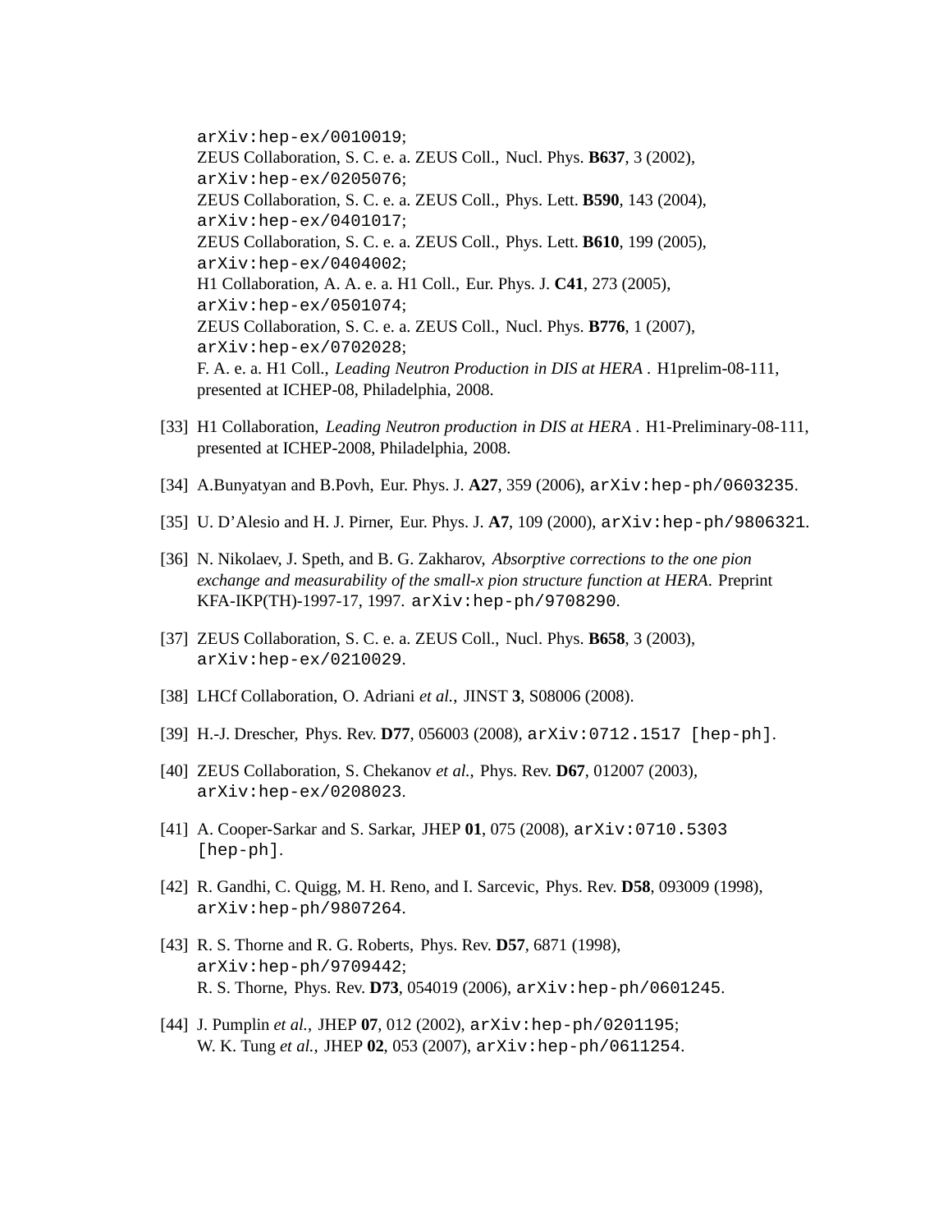arXiv:hep-ex/0010019;
ZEUS Collaboration, S. C. e. a. ZEUS Coll., Nucl. Phys. **B637**, 3 (2002), arXiv:hep-ex/0205076;
ZEUS Collaboration, S. C. e. a. ZEUS Coll., Phys. Lett. **B590**, 143 (2004), arXiv:hep-ex/0401017;
ZEUS Collaboration, S. C. e. a. ZEUS Coll., Phys. Lett. **B610**, 199 (2005), arXiv:hep-ex/0404002;
H1 Collaboration, A. A. e. a. H1 Coll., Eur. Phys. J. **C41**, 273 (2005), arXiv:hep-ex/0501074;
ZEUS Collaboration, S. C. e. a. ZEUS Coll., Nucl. Phys. **B776**, 1 (2007), arXiv:hep-ex/0702028;
F. A. e. a. H1 Coll., *Leading Neutron Production in DIS at HERA* . H1prelim-08-111, presented at ICHEP-08, Philadelphia, 2008.

[33] H1 Collaboration, *Leading Neutron production in DIS at HERA* . H1-Preliminary-08-111, presented at ICHEP-2008, Philadelphia, 2008.

[34] A.Bunyatyan and B.Povh, Eur. Phys. J. **A27**, 359 (2006), arXiv:hep-ph/0603235.

[35] U. D'Alesio and H. J. Pirner, Eur. Phys. J. **A7**, 109 (2000), arXiv:hep-ph/9806321.

[36] N. Nikolaev, J. Speth, and B. G. Zakharov, *Absorptive corrections to the one pion exchange and measurability of the small-x pion structure function at HERA*. Preprint KFA-IKP(TH)-1997-17, 1997. arXiv:hep-ph/9708290.

[37] ZEUS Collaboration, S. C. e. a. ZEUS Coll., Nucl. Phys. **B658**, 3 (2003), arXiv:hep-ex/0210029.

[38] LHCf Collaboration, O. Adriani *et al.*, JINST **3**, S08006 (2008).

[39] H.-J. Drescher, Phys. Rev. **D77**, 056003 (2008), arXiv:0712.1517 [hep-ph].

[40] ZEUS Collaboration, S. Chekanov *et al.*, Phys. Rev. **D67**, 012007 (2003), arXiv:hep-ex/0208023.

[41] A. Cooper-Sarkar and S. Sarkar, JHEP **01**, 075 (2008), arXiv:0710.5303 [hep-ph].

[42] R. Gandhi, C. Quigg, M. H. Reno, and I. Sarcevic, Phys. Rev. **D58**, 093009 (1998), arXiv:hep-ph/9807264.

[43] R. S. Thorne and R. G. Roberts, Phys. Rev. **D57**, 6871 (1998), arXiv:hep-ph/9709442;
R. S. Thorne, Phys. Rev. **D73**, 054019 (2006), arXiv:hep-ph/0601245.

[44] J. Pumplin *et al.*, JHEP **07**, 012 (2002), arXiv:hep-ph/0201195;
W. K. Tung *et al.*, JHEP **02**, 053 (2007), arXiv:hep-ph/0611254.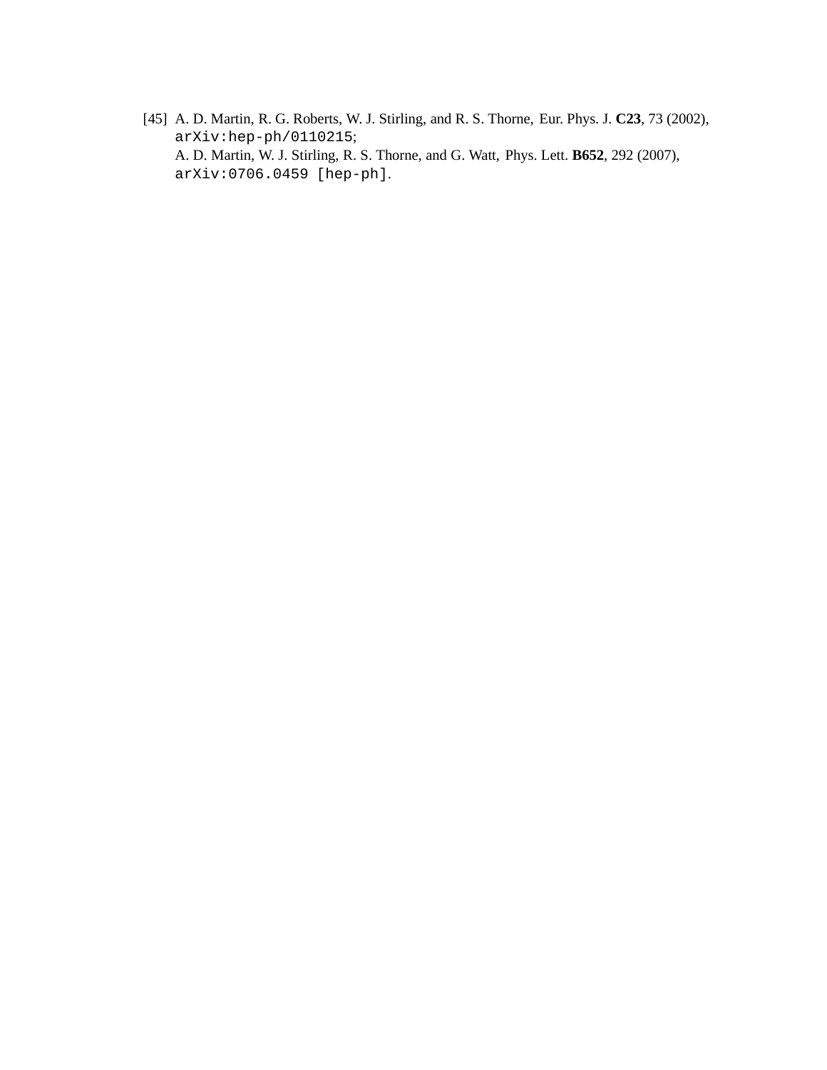[45] A. D. Martin, R. G. Roberts, W. J. Stirling, and R. S. Thorne, Eur. Phys. J. **C23**, 73 (2002), `arXiv:hep-ph/0110215`;
A. D. Martin, W. J. Stirling, R. S. Thorne, and G. Watt, Phys. Lett. **B652**, 292 (2007), `arXiv:0706.0459 [hep-ph]`.